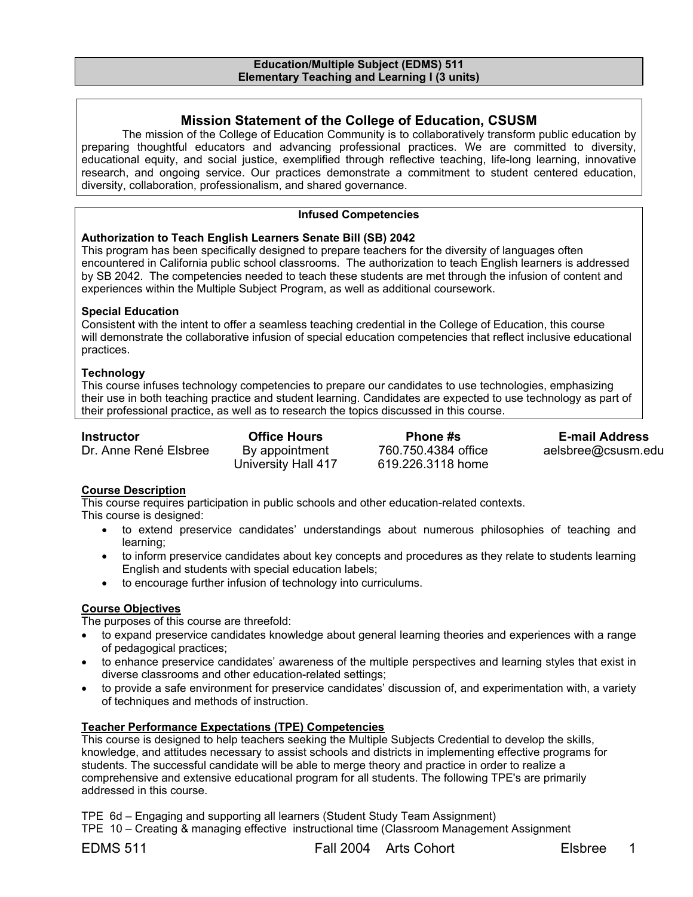# Education/Multiple Subject (EDMS) 511
## Elementary Teaching and Learning I (3 units)

## Mission Statement of the College of Education, CSUSM

The mission of the College of Education Community is to collaboratively transform public education by preparing thoughtful educators and advancing professional practices. We are committed to diversity, educational equity, and social justice, exemplified through reflective teaching, life-long learning, innovative research, and ongoing service. Our practices demonstrate a commitment to student centered education, diversity, collaboration, professionalism, and shared governance.

### Infused Competencies

**Authorization to Teach English Learners Senate Bill (SB) 2042**
This program has been specifically designed to prepare teachers for the diversity of languages often encountered in California public school classrooms. The authorization to teach English learners is addressed by SB 2042. The competencies needed to teach these students are met through the infusion of content and experiences within the Multiple Subject Program, as well as additional coursework.

**Special Education**
Consistent with the intent to offer a seamless teaching credential in the College of Education, this course will demonstrate the collaborative infusion of special education competencies that reflect inclusive educational practices.

**Technology**
This course infuses technology competencies to prepare our candidates to use technologies, emphasizing their use in both teaching practice and student learning. Candidates are expected to use technology as part of their professional practice, as well as to research the topics discussed in this course.

| Instructor | Office Hours | Phone #s | E-mail Address |
|---|---|---|---|
| Dr. Anne René Elsbree | By appointment<br>University Hall 417 | 760.750.4384 office<br>619.226.3118 home | aelsbree@csusm.edu |

### Course Description

This course requires participation in public schools and other education-related contexts.
This course is designed:

- to extend preservice candidates' understandings about numerous philosophies of teaching and learning;
- to inform preservice candidates about key concepts and procedures as they relate to students learning English and students with special education labels;
- to encourage further infusion of technology into curriculums.

### Course Objectives

The purposes of this course are threefold:

- to expand preservice candidates knowledge about general learning theories and experiences with a range of pedagogical practices;
- to enhance preservice candidates' awareness of the multiple perspectives and learning styles that exist in diverse classrooms and other education-related settings;
- to provide a safe environment for preservice candidates' discussion of, and experimentation with, a variety of techniques and methods of instruction.

### Teacher Performance Expectations (TPE) Competencies

This course is designed to help teachers seeking the Multiple Subjects Credential to develop the skills, knowledge, and attitudes necessary to assist schools and districts in implementing effective programs for students. The successful candidate will be able to merge theory and practice in order to realize a comprehensive and extensive educational program for all students. The following TPE's are primarily addressed in this course.

TPE 6d – Engaging and supporting all learners (Student Study Team Assignment)
TPE 10 – Creating & managing effective instructional time (Classroom Management Assignment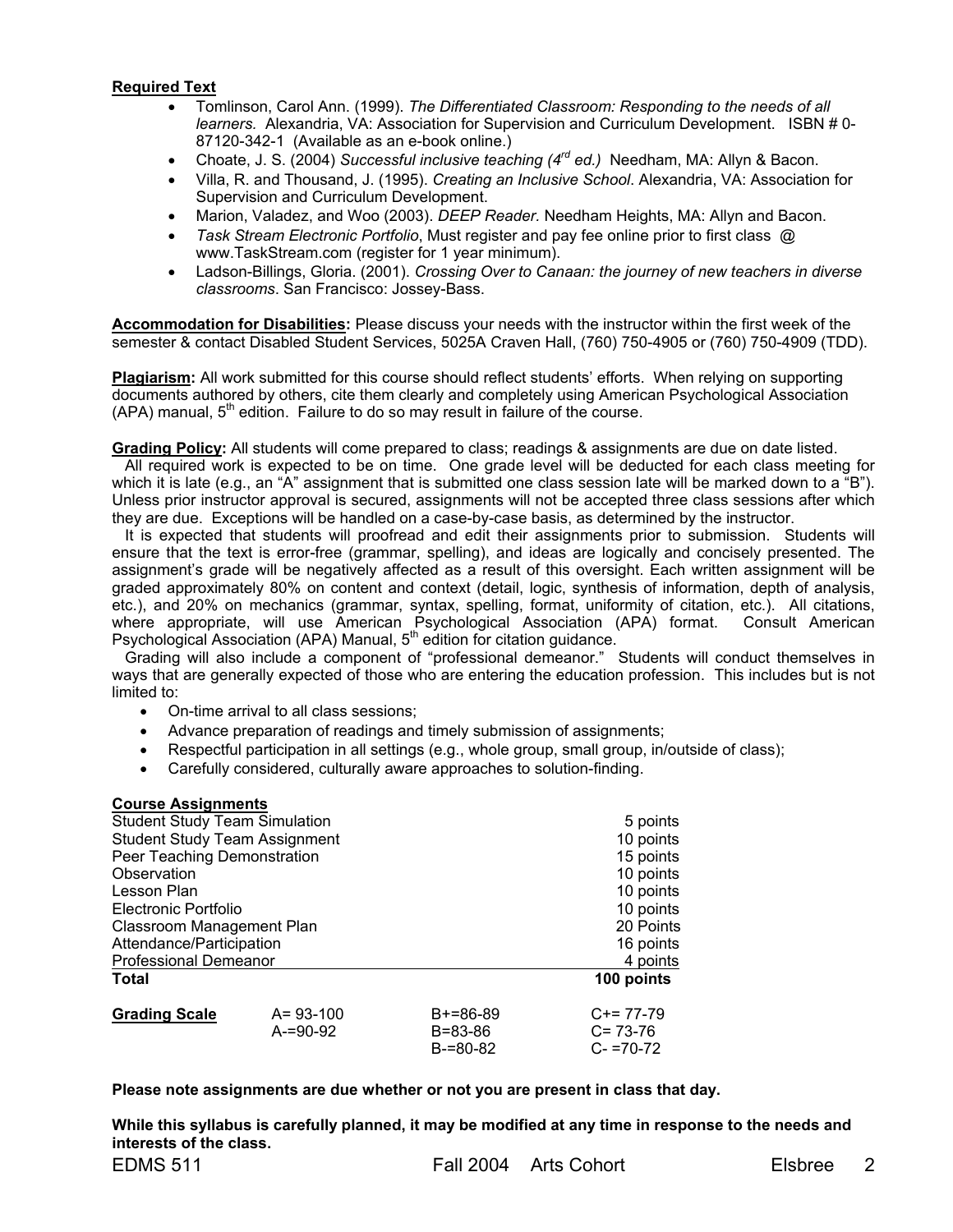**Required Text**

- Tomlinson, Carol Ann. (1999). *The Differentiated Classroom: Responding to the needs of all learners.* Alexandria, VA: Association for Supervision and Curriculum Development. ISBN # 0-87120-342-1 (Available as an e-book online.)
- Choate, J. S. (2004) *Successful inclusive teaching (4rd ed.)* Needham, MA: Allyn & Bacon.
- Villa, R. and Thousand, J. (1995). *Creating an Inclusive School*. Alexandria, VA: Association for Supervision and Curriculum Development.
- Marion, Valadez, and Woo (2003). *DEEP Reader.* Needham Heights, MA: Allyn and Bacon.
- *Task Stream Electronic Portfolio*, Must register and pay fee online prior to first class @ www.TaskStream.com (register for 1 year minimum).
- Ladson-Billings, Gloria. (2001). *Crossing Over to Canaan: the journey of new teachers in diverse classrooms*. San Francisco: Jossey-Bass.

**Accommodation for Disabilities:** Please discuss your needs with the instructor within the first week of the semester & contact Disabled Student Services, 5025A Craven Hall, (760) 750-4905 or (760) 750-4909 (TDD).

**Plagiarism:** All work submitted for this course should reflect students' efforts. When relying on supporting documents authored by others, cite them clearly and completely using American Psychological Association (APA) manual, 5th edition. Failure to do so may result in failure of the course.

**Grading Policy:** All students will come prepared to class; readings & assignments are due on date listed.

All required work is expected to be on time. One grade level will be deducted for each class meeting for which it is late (e.g., an "A" assignment that is submitted one class session late will be marked down to a "B"). Unless prior instructor approval is secured, assignments will not be accepted three class sessions after which they are due. Exceptions will be handled on a case-by-case basis, as determined by the instructor.

It is expected that students will proofread and edit their assignments prior to submission. Students will ensure that the text is error-free (grammar, spelling), and ideas are logically and concisely presented. The assignment's grade will be negatively affected as a result of this oversight. Each written assignment will be graded approximately 80% on content and context (detail, logic, synthesis of information, depth of analysis, etc.), and 20% on mechanics (grammar, syntax, spelling, format, uniformity of citation, etc.). All citations, where appropriate, will use American Psychological Association (APA) format. Consult American Psychological Association (APA) Manual, 5th edition for citation guidance.

Grading will also include a component of "professional demeanor." Students will conduct themselves in ways that are generally expected of those who are entering the education profession. This includes but is not limited to:

- On-time arrival to all class sessions;
- Advance preparation of readings and timely submission of assignments;
- Respectful participation in all settings (e.g., whole group, small group, in/outside of class);
- Carefully considered, culturally aware approaches to solution-finding.

**Course Assignments**

| Assignment | Points |
|---|---|
| Student Study Team Simulation | 5 points |
| Student Study Team Assignment | 10 points |
| Peer Teaching Demonstration | 15 points |
| Observation | 10 points |
| Lesson Plan | 10 points |
| Electronic Portfolio | 10 points |
| Classroom Management Plan | 20 Points |
| Attendance/Participation | 16 points |
| Professional Demeanor | 4 points |
| **Total** | **100 points** |

| **Grading Scale** | | | |
|---|---|---|---|
| | A= 93-100 | B+=86-89 | C+= 77-79 |
| | A-=90-92 | B=83-86 | C= 73-76 |
| | | B-=80-82 | C- =70-72 |

**Please note assignments are due whether or not you are present in class that day.**

**While this syllabus is carefully planned, it may be modified at any time in response to the needs and interests of the class.**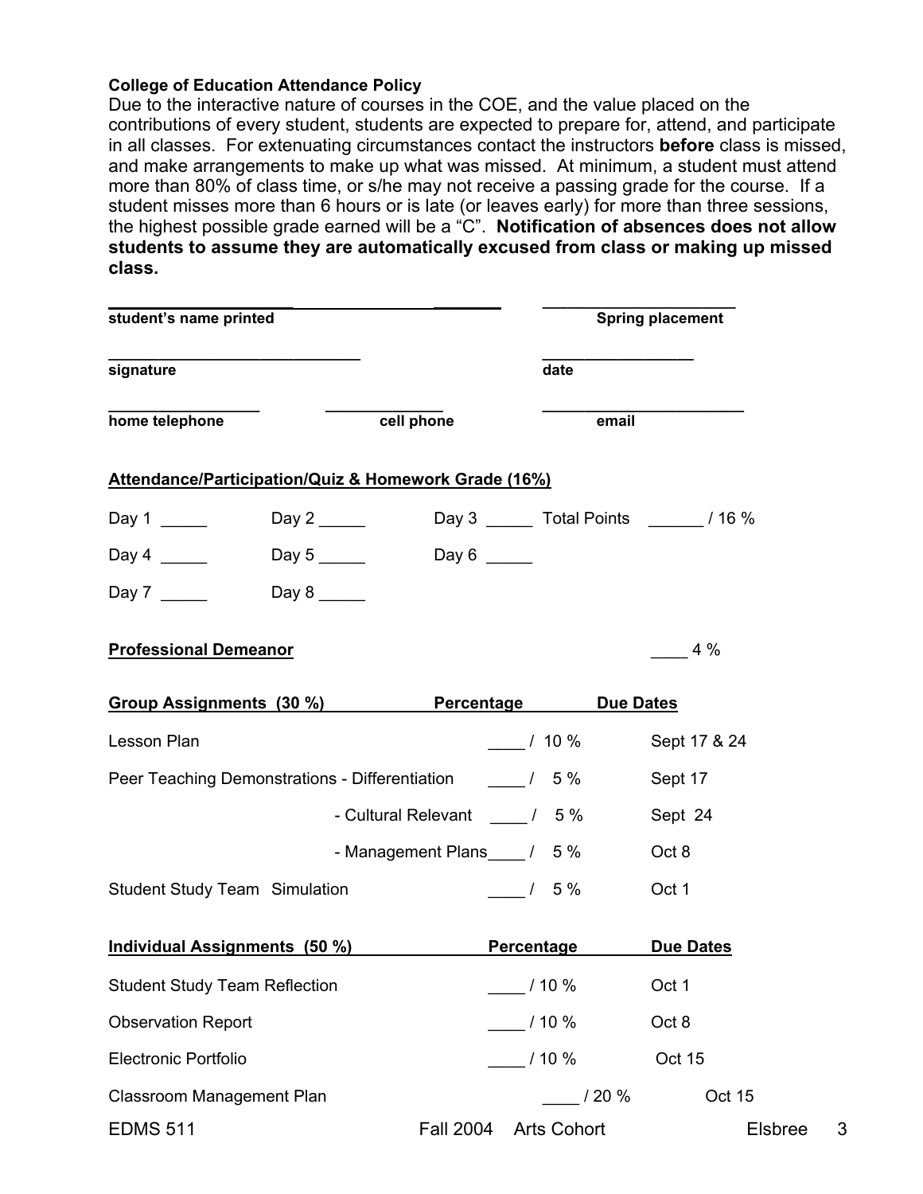**College of Education Attendance Policy**

Due to the interactive nature of courses in the COE, and the value placed on the contributions of every student, students are expected to prepare for, attend, and participate in all classes. For extenuating circumstances contact the instructors **before** class is missed, and make arrangements to make up what was missed. At minimum, a student must attend more than 80% of class time, or s/he may not receive a passing grade for the course. If a student misses more than 6 hours or is late (or leaves early) for more than three sessions, the highest possible grade earned will be a "C". **Notification of absences does not allow students to assume they are automatically excused from class or making up missed class.**

______________________________________ &nbsp;&nbsp;&nbsp;&nbsp; ____________________
**student's name printed** &nbsp;&nbsp;&nbsp;&nbsp;&nbsp;&nbsp;&nbsp;&nbsp;&nbsp;&nbsp;&nbsp;&nbsp;&nbsp;&nbsp;&nbsp;&nbsp;&nbsp;&nbsp;&nbsp;&nbsp;&nbsp;&nbsp;&nbsp;&nbsp;&nbsp;&nbsp; **Spring placement**

______________________________ &nbsp;&nbsp;&nbsp;&nbsp; _________________
**signature** &nbsp;&nbsp;&nbsp;&nbsp;&nbsp;&nbsp;&nbsp;&nbsp;&nbsp;&nbsp;&nbsp;&nbsp;&nbsp;&nbsp;&nbsp;&nbsp;&nbsp;&nbsp;&nbsp;&nbsp;&nbsp;&nbsp;&nbsp;&nbsp;&nbsp;&nbsp;&nbsp;&nbsp;&nbsp;&nbsp;&nbsp;&nbsp;&nbsp;&nbsp;&nbsp;&nbsp; **date**

_________________ &nbsp;&nbsp;&nbsp;&nbsp; ______________ &nbsp;&nbsp;&nbsp;&nbsp; _______________________
**home telephone** &nbsp;&nbsp;&nbsp;&nbsp;&nbsp;&nbsp;&nbsp;&nbsp;&nbsp;&nbsp; **cell phone** &nbsp;&nbsp;&nbsp;&nbsp;&nbsp;&nbsp;&nbsp;&nbsp;&nbsp;&nbsp;&nbsp;&nbsp;&nbsp;&nbsp; **email**

**<u>Attendance/Participation/Quiz & Homework Grade (16%)</u>**

Day 1 _____ &nbsp;&nbsp;&nbsp;&nbsp; Day 2 _____ &nbsp;&nbsp;&nbsp;&nbsp; Day 3 _____ &nbsp;&nbsp; Total Points ______ / 16 %

Day 4 _____ &nbsp;&nbsp;&nbsp;&nbsp; Day 5 _____ &nbsp;&nbsp;&nbsp;&nbsp; Day 6 _____

Day 7 _____ &nbsp;&nbsp;&nbsp;&nbsp; Day 8 _____

**<u>Professional Demeanor</u>** ____ 4 %

| **Group Assignments (30 %)** | **Percentage** | **Due Dates** |
|---|---|---|
| Lesson Plan | ____ / 10 % | Sept 17 & 24 |
| Peer Teaching Demonstrations - Differentiation | ____ / 5 % | Sept 17 |
| - Cultural Relevant | ____ / 5 % | Sept 24 |
| - Management Plans | ____ / 5 % | Oct 8 |
| Student Study Team Simulation | ____ / 5 % | Oct 1 |

| **Individual Assignments (50 %)** | **Percentage** | **Due Dates** |
|---|---|---|
| Student Study Team Reflection | ____ / 10 % | Oct 1 |
| Observation Report | ____ / 10 % | Oct 8 |
| Electronic Portfolio | ____ / 10 % | Oct 15 |
| Classroom Management Plan | ____ / 20 % | Oct 15 |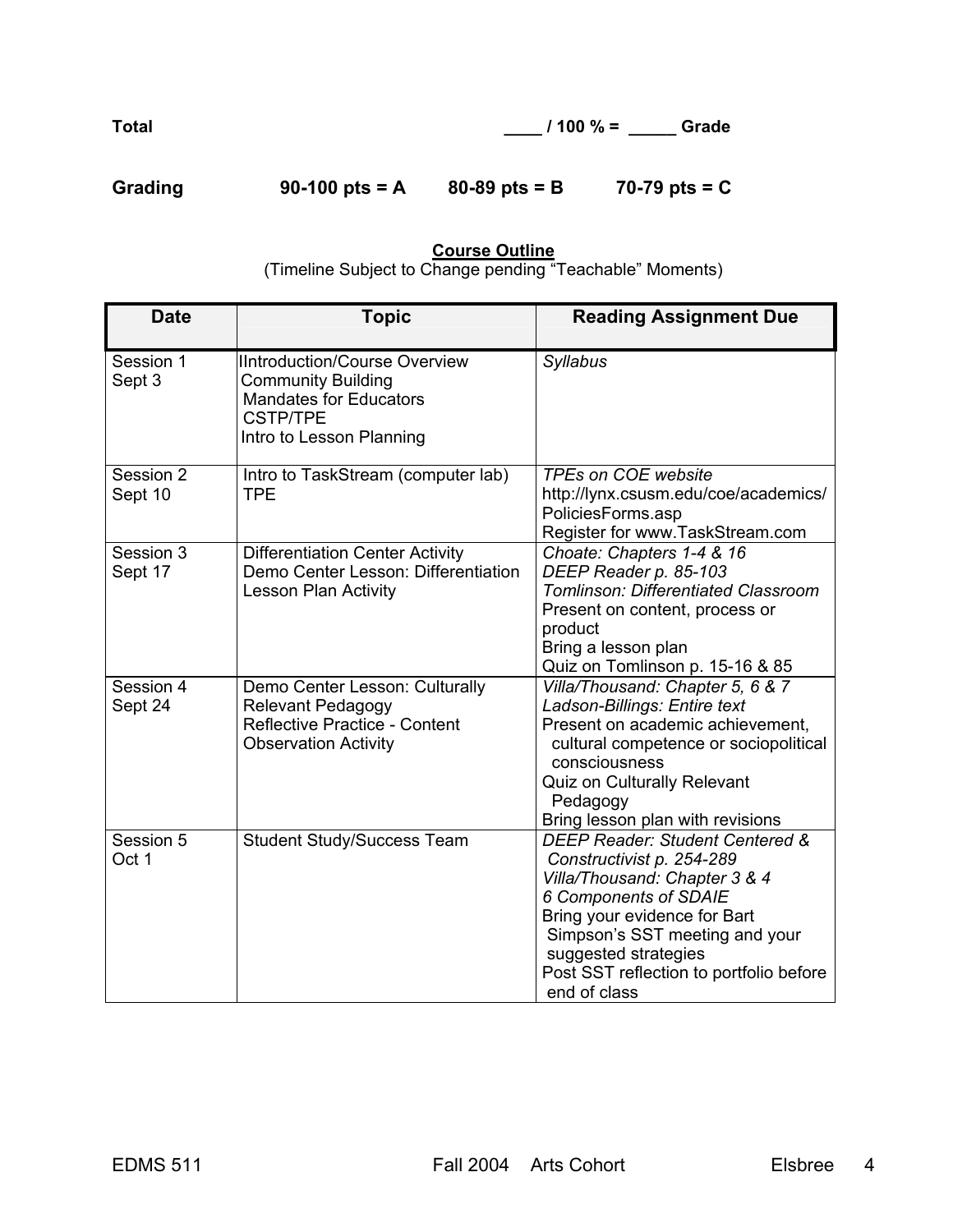**Total** **____ / 100 % = _____ Grade**

**Grading** **90-100 pts = A** **80-89 pts = B** **70-79 pts = C**

**Course Outline**

(Timeline Subject to Change pending "Teachable" Moments)

| Date | Topic | Reading Assignment Due |
|---|---|---|
| Session 1<br>Sept 3 | IIntroduction/Course Overview<br>Community Building<br>Mandates for Educators<br>CSTP/TPE<br>Intro to Lesson Planning | *Syllabus* |
| Session 2<br>Sept 10 | Intro to TaskStream (computer lab)<br>TPE | *TPEs on COE website*<br>http://lynx.csusm.edu/coe/academics/PoliciesForms.asp<br>Register for www.TaskStream.com |
| Session 3<br>Sept 17 | Differentiation Center Activity<br>Demo Center Lesson: Differentiation<br>Lesson Plan Activity | *Choate: Chapters 1-4 & 16*<br>*DEEP Reader p. 85-103*<br>*Tomlinson: Differentiated Classroom*<br>Present on content, process or product<br>Bring a lesson plan<br>Quiz on Tomlinson p. 15-16 & 85 |
| Session 4<br>Sept 24 | Demo Center Lesson: Culturally Relevant Pedagogy<br>Reflective Practice - Content Observation Activity | *Villa/Thousand: Chapter 5, 6 & 7*<br>*Ladson-Billings: Entire text*<br>Present on academic achievement, cultural competence or sociopolitical consciousness<br>Quiz on Culturally Relevant Pedagogy<br>Bring lesson plan with revisions |
| Session 5<br>Oct 1 | Student Study/Success Team | *DEEP Reader: Student Centered & Constructivist p. 254-289*<br>*Villa/Thousand: Chapter 3 & 4*<br>*6 Components of SDAIE*<br>Bring your evidence for Bart Simpson's SST meeting and your suggested strategies<br>Post SST reflection to portfolio before end of class |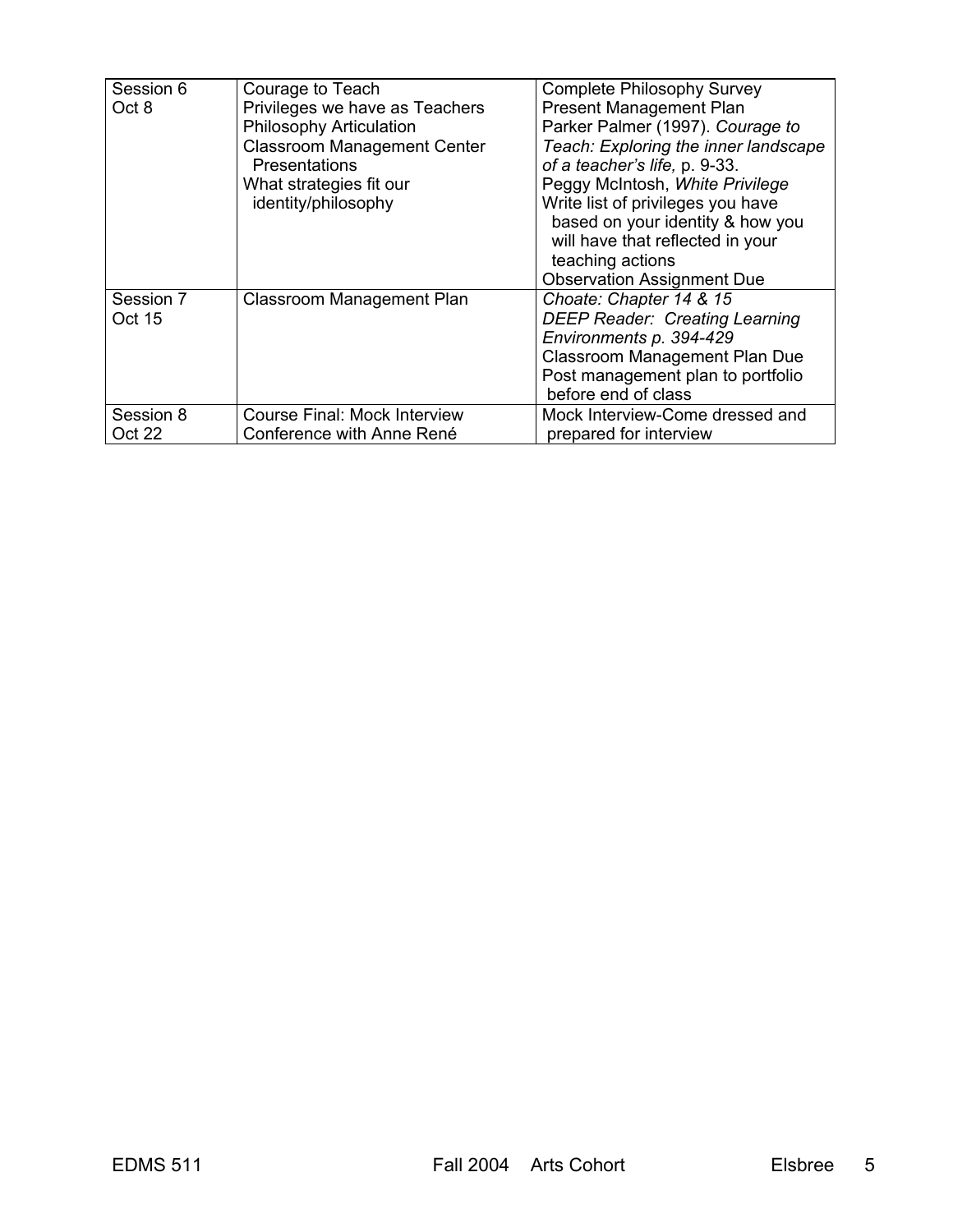| Session 6<br>Oct 8 | Courage to Teach<br>Privileges we have as Teachers<br>Philosophy Articulation<br>Classroom Management Center Presentations<br>What strategies fit our identity/philosophy | Complete Philosophy Survey<br>Present Management Plan<br>Parker Palmer (1997). *Courage to Teach: Exploring the inner landscape of a teacher's life,* p. 9-33.<br>Peggy McIntosh, *White Privilege*<br>Write list of privileges you have based on your identity & how you will have that reflected in your teaching actions<br>Observation Assignment Due |
|---|---|---|
| Session 7<br>Oct 15 | Classroom Management Plan | *Choate: Chapter 14 & 15*<br>*DEEP Reader: Creating Learning Environments p. 394-429*<br>Classroom Management Plan Due<br>Post management plan to portfolio before end of class |
| Session 8<br>Oct 22 | Course Final: Mock Interview<br>Conference with Anne René | Mock Interview-Come dressed and prepared for interview |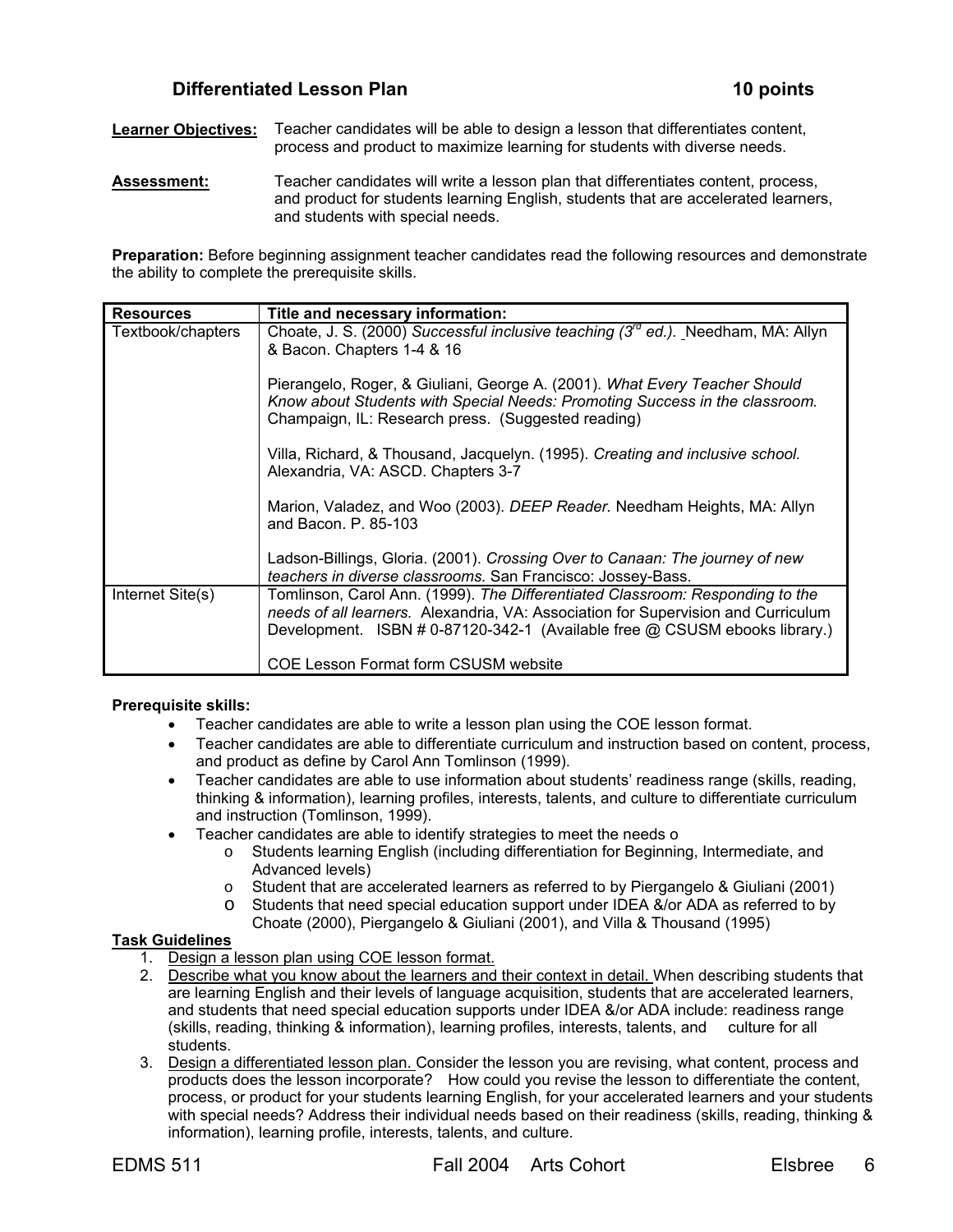## Differentiated Lesson Plan 10 points

**Learner Objectives:** Teacher candidates will be able to design a lesson that differentiates content, process and product to maximize learning for students with diverse needs.

**Assessment:** Teacher candidates will write a lesson plan that differentiates content, process, and product for students learning English, students that are accelerated learners, and students with special needs.

**Preparation:** Before beginning assignment teacher candidates read the following resources and demonstrate the ability to complete the prerequisite skills.

| Resources | Title and necessary information: |
|---|---|
| Textbook/chapters | Choate, J. S. (2000) *Successful inclusive teaching (3rd ed.).* Needham, MA: Allyn & Bacon. Chapters 1-4 & 16<br><br>Pierangelo, Roger, & Giuliani, George A. (2001). *What Every Teacher Should Know about Students with Special Needs: Promoting Success in the classroom.* Champaign, IL: Research press. (Suggested reading)<br><br>Villa, Richard, & Thousand, Jacquelyn. (1995). *Creating and inclusive school.* Alexandria, VA: ASCD. Chapters 3-7<br><br>Marion, Valadez, and Woo (2003). *DEEP Reader.* Needham Heights, MA: Allyn and Bacon. P. 85-103<br><br>Ladson-Billings, Gloria. (2001). *Crossing Over to Canaan: The journey of new teachers in diverse classrooms.* San Francisco: Jossey-Bass. |
| Internet Site(s) | Tomlinson, Carol Ann. (1999). *The Differentiated Classroom: Responding to the needs of all learners.* Alexandria, VA: Association for Supervision and Curriculum Development. ISBN # 0-87120-342-1 (Available free @ CSUSM ebooks library.)<br><br>COE Lesson Format form CSUSM website |

**Prerequisite skills:**

- Teacher candidates are able to write a lesson plan using the COE lesson format.
- Teacher candidates are able to differentiate curriculum and instruction based on content, process, and product as define by Carol Ann Tomlinson (1999).
- Teacher candidates are able to use information about students' readiness range (skills, reading, thinking & information), learning profiles, interests, talents, and culture to differentiate curriculum and instruction (Tomlinson, 1999).
- Teacher candidates are able to identify strategies to meet the needs o
  - Students learning English (including differentiation for Beginning, Intermediate, and Advanced levels)
  - Student that are accelerated learners as referred to by Piergangelo & Giuliani (2001)
  - Students that need special education support under IDEA &/or ADA as referred to by Choate (2000), Piergangelo & Giuliani (2001), and Villa & Thousand (1995)

**Task Guidelines**

1. Design a lesson plan using COE lesson format.
2. Describe what you know about the learners and their context in detail. When describing students that are learning English and their levels of language acquisition, students that are accelerated learners, and students that need special education supports under IDEA &/or ADA include: readiness range (skills, reading, thinking & information), learning profiles, interests, talents, and culture for all students.
3. Design a differentiated lesson plan. Consider the lesson you are revising, what content, process and products does the lesson incorporate? How could you revise the lesson to differentiate the content, process, or product for your students learning English, for your accelerated learners and your students with special needs? Address their individual needs based on their readiness (skills, reading, thinking & information), learning profile, interests, talents, and culture.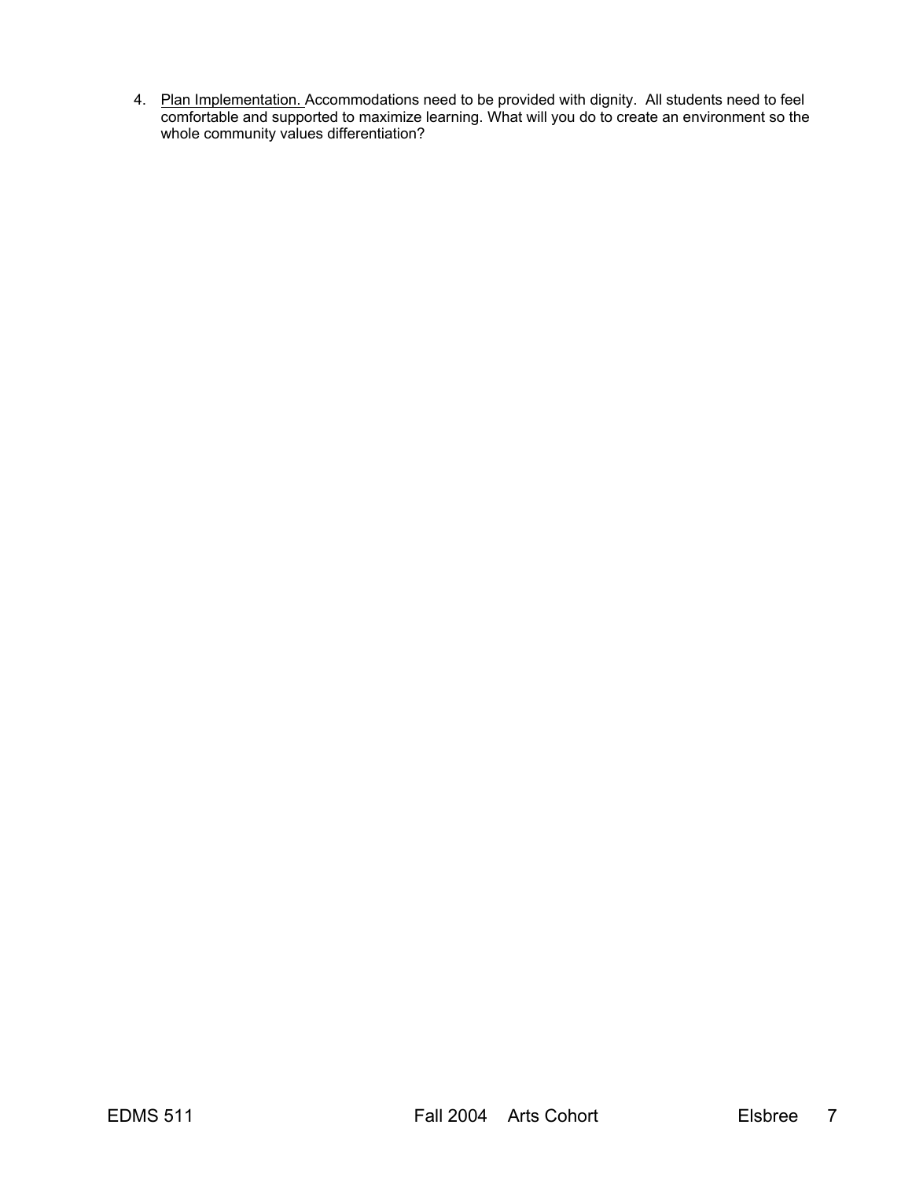4. Plan Implementation. Accommodations need to be provided with dignity. All students need to feel comfortable and supported to maximize learning. What will you do to create an environment so the whole community values differentiation?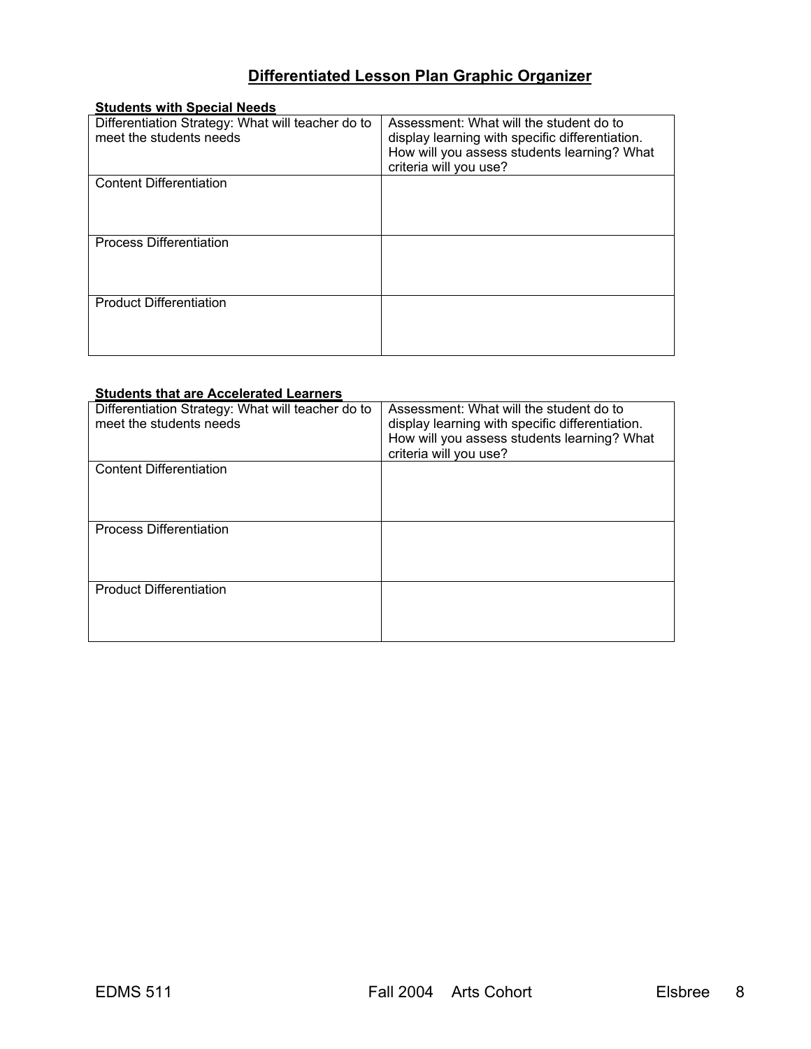## Differentiated Lesson Plan Graphic Organizer

**Students with Special Needs**

| Differentiation Strategy: What will teacher do to meet the students needs | Assessment: What will the student do to display learning with specific differentiation. How will you assess students learning? What criteria will you use? |
|---|---|
| Content Differentiation | |
| Process Differentiation | |
| Product Differentiation | |

**Students that are Accelerated Learners**

| Differentiation Strategy: What will teacher do to meet the students needs | Assessment: What will the student do to display learning with specific differentiation. How will you assess students learning? What criteria will you use? |
|---|---|
| Content Differentiation | |
| Process Differentiation | |
| Product Differentiation | |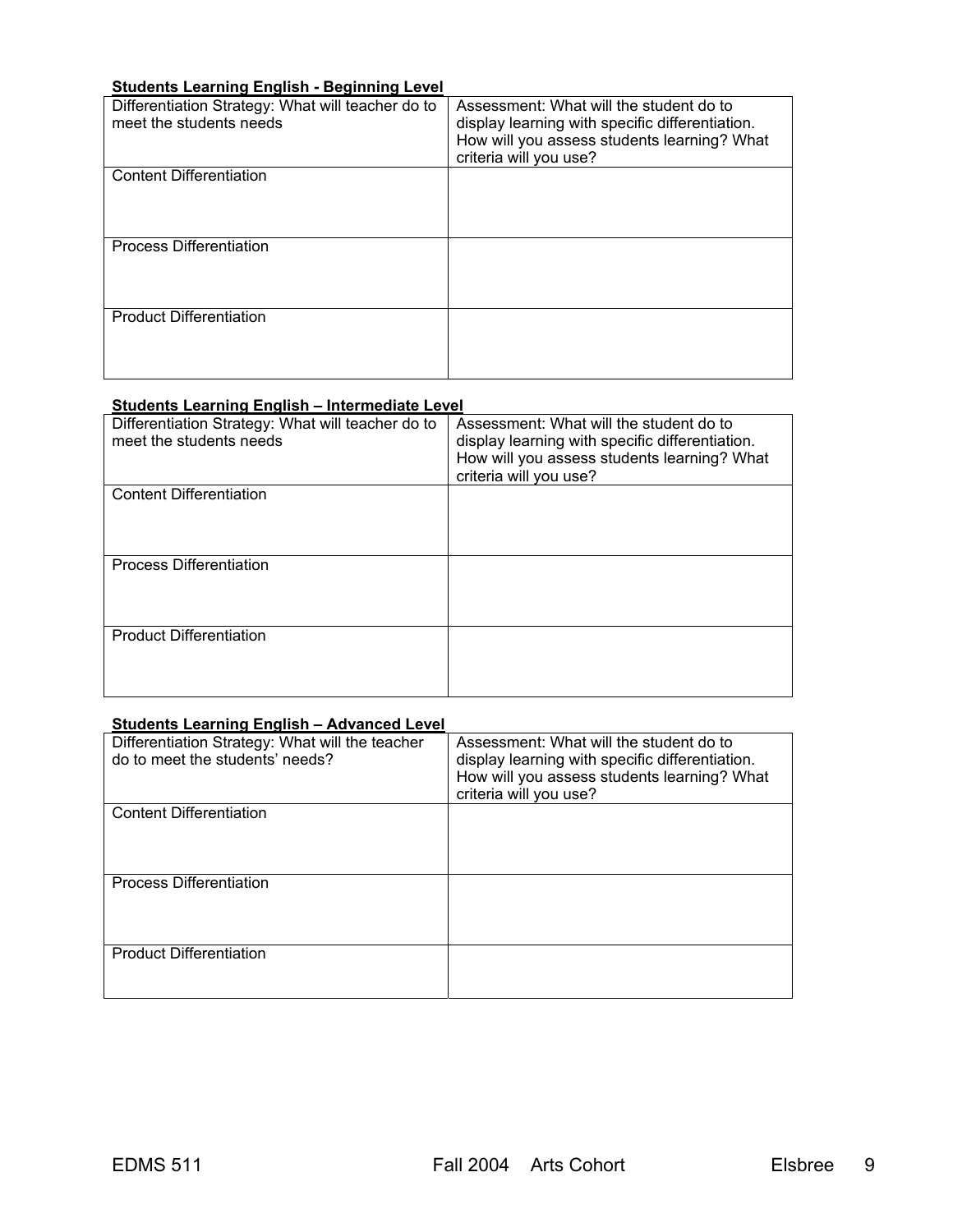**Students Learning English - Beginning Level**

| Differentiation Strategy: What will teacher do to meet the students needs | Assessment: What will the student do to display learning with specific differentiation. How will you assess students learning? What criteria will you use? |
|---|---|
| Content Differentiation | |
| Process Differentiation | |
| Product Differentiation | |

**Students Learning English – Intermediate Level**

| Differentiation Strategy: What will teacher do to meet the students needs | Assessment: What will the student do to display learning with specific differentiation. How will you assess students learning? What criteria will you use? |
|---|---|
| Content Differentiation | |
| Process Differentiation | |
| Product Differentiation | |

**Students Learning English – Advanced Level**

| Differentiation Strategy: What will the teacher do to meet the students' needs? | Assessment: What will the student do to display learning with specific differentiation. How will you assess students learning? What criteria will you use? |
|---|---|
| Content Differentiation | |
| Process Differentiation | |
| Product Differentiation | |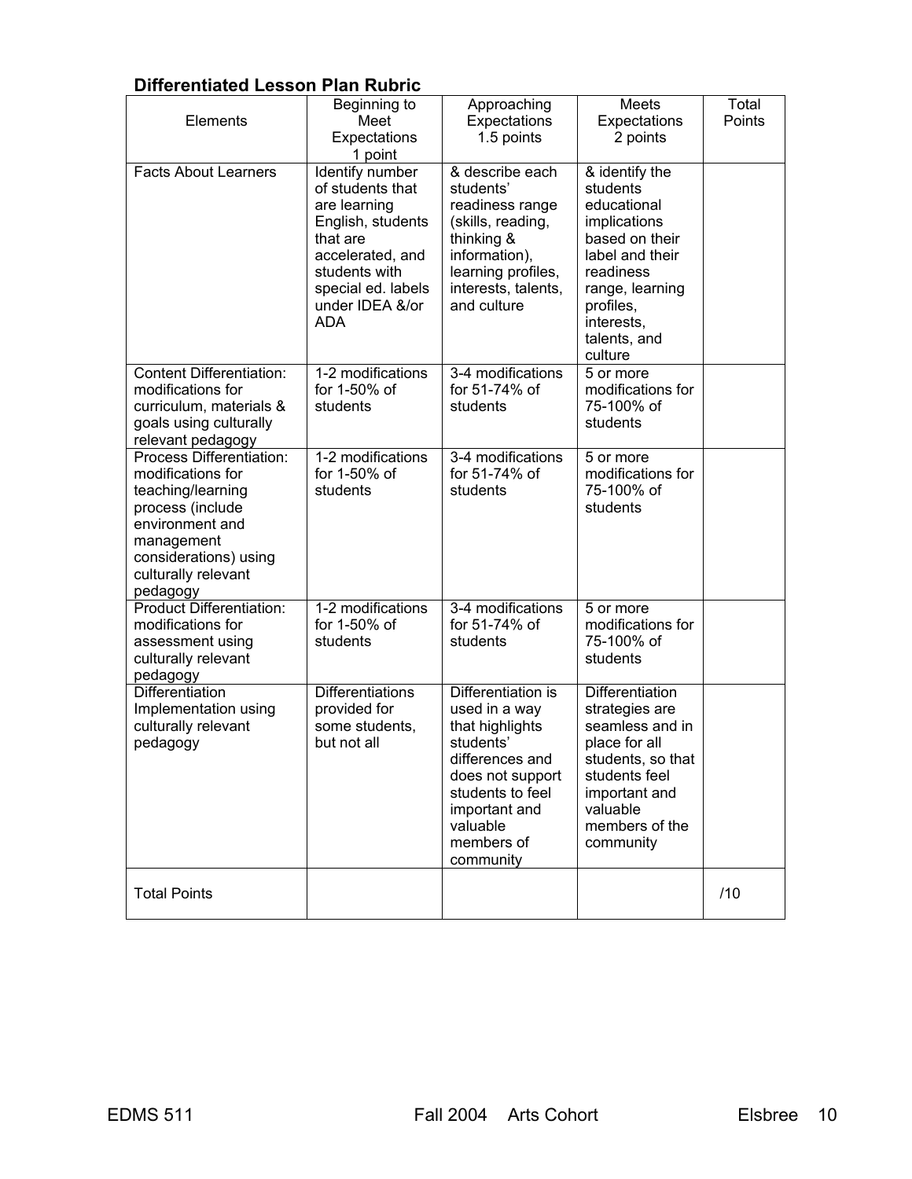## Differentiated Lesson Plan Rubric

| Elements | Beginning to Meet Expectations 1 point | Approaching Expectations 1.5 points | Meets Expectations 2 points | Total Points |
|---|---|---|---|---|
| Facts About Learners | Identify number of students that are learning English, students that are accelerated, and students with special ed. labels under IDEA &/or ADA | & describe each students' readiness range (skills, reading, thinking & information), learning profiles, interests, talents, and culture | & identify the students educational implications based on their label and their readiness range, learning profiles, interests, talents, and culture | |
| Content Differentiation: modifications for curriculum, materials & goals using culturally relevant pedagogy | 1-2 modifications for 1-50% of students | 3-4 modifications for 51-74% of students | 5 or more modifications for 75-100% of students | |
| Process Differentiation: modifications for teaching/learning process (include environment and management considerations) using culturally relevant pedagogy | 1-2 modifications for 1-50% of students | 3-4 modifications for 51-74% of students | 5 or more modifications for 75-100% of students | |
| Product Differentiation: modifications for assessment using culturally relevant pedagogy | 1-2 modifications for 1-50% of students | 3-4 modifications for 51-74% of students | 5 or more modifications for 75-100% of students | |
| Differentiation Implementation using culturally relevant pedagogy | Differentiations provided for some students, but not all | Differentiation is used in a way that highlights students' differences and does not support students to feel important and valuable members of community | Differentiation strategies are seamless and in place for all students, so that students feel important and valuable members of the community | |
| Total Points | | | | /10 |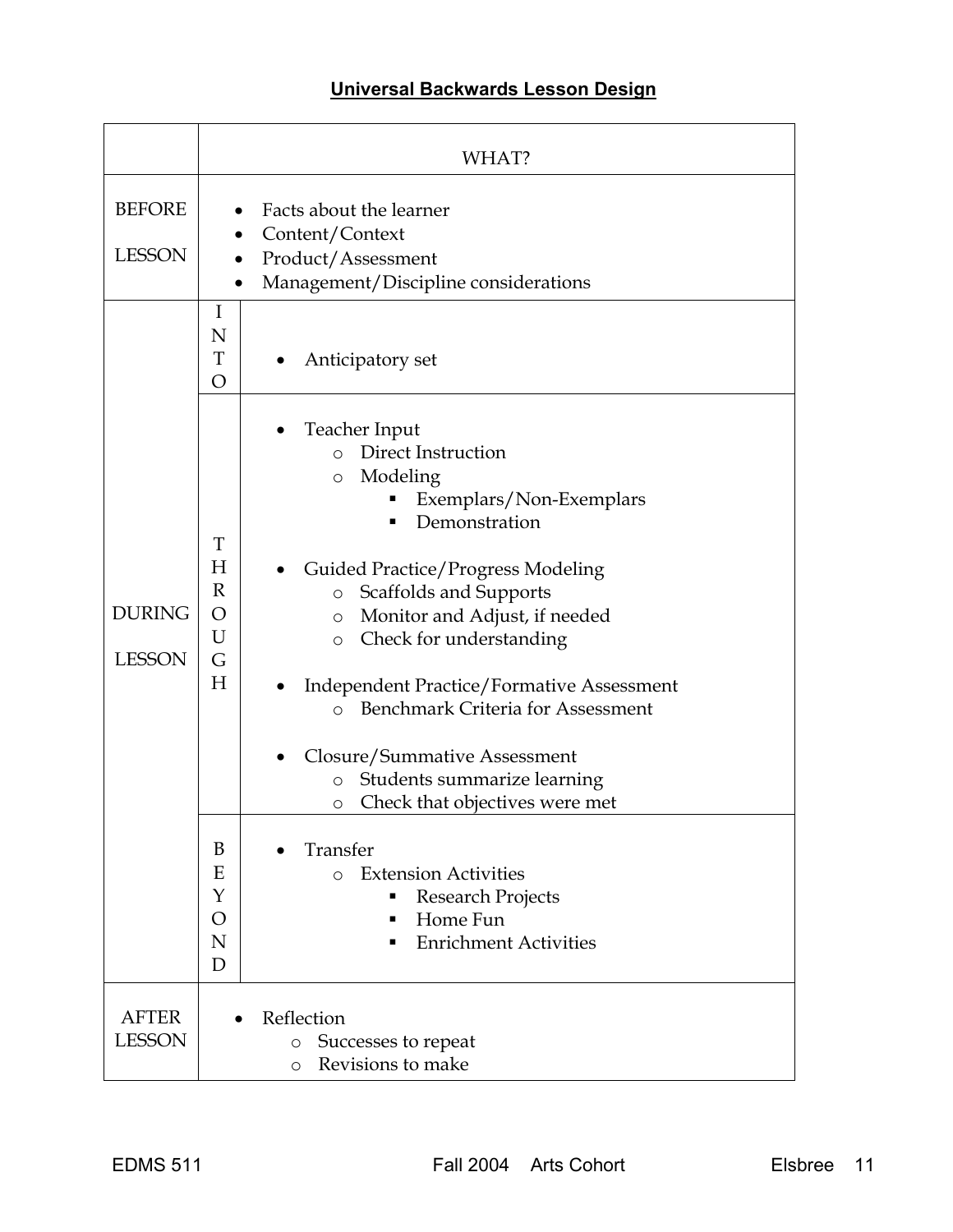## Universal Backwards Lesson Design

| | | WHAT? |
|---|---|---|
| BEFORE LESSON | | • Facts about the learner<br>• Content/Context<br>• Product/Assessment<br>• Management/Discipline considerations |
| DURING LESSON | INTO | • Anticipatory set |
| | THROUGH | • Teacher Input<br>&nbsp;&nbsp;&nbsp;&nbsp;o Direct Instruction<br>&nbsp;&nbsp;&nbsp;&nbsp;o Modeling<br>&nbsp;&nbsp;&nbsp;&nbsp;&nbsp;&nbsp;&nbsp;&nbsp;▪ Exemplars/Non-Exemplars<br>&nbsp;&nbsp;&nbsp;&nbsp;&nbsp;&nbsp;&nbsp;&nbsp;▪ Demonstration<br>• Guided Practice/Progress Modeling<br>&nbsp;&nbsp;&nbsp;&nbsp;o Scaffolds and Supports<br>&nbsp;&nbsp;&nbsp;&nbsp;o Monitor and Adjust, if needed<br>&nbsp;&nbsp;&nbsp;&nbsp;o Check for understanding<br>• Independent Practice/Formative Assessment<br>&nbsp;&nbsp;&nbsp;&nbsp;o Benchmark Criteria for Assessment<br>• Closure/Summative Assessment<br>&nbsp;&nbsp;&nbsp;&nbsp;o Students summarize learning<br>&nbsp;&nbsp;&nbsp;&nbsp;o Check that objectives were met |
| | BEYOND | • Transfer<br>&nbsp;&nbsp;&nbsp;&nbsp;o Extension Activities<br>&nbsp;&nbsp;&nbsp;&nbsp;&nbsp;&nbsp;&nbsp;&nbsp;▪ Research Projects<br>&nbsp;&nbsp;&nbsp;&nbsp;&nbsp;&nbsp;&nbsp;&nbsp;▪ Home Fun<br>&nbsp;&nbsp;&nbsp;&nbsp;&nbsp;&nbsp;&nbsp;&nbsp;▪ Enrichment Activities |
| AFTER LESSON | | • Reflection<br>&nbsp;&nbsp;&nbsp;&nbsp;o Successes to repeat<br>&nbsp;&nbsp;&nbsp;&nbsp;o Revisions to make |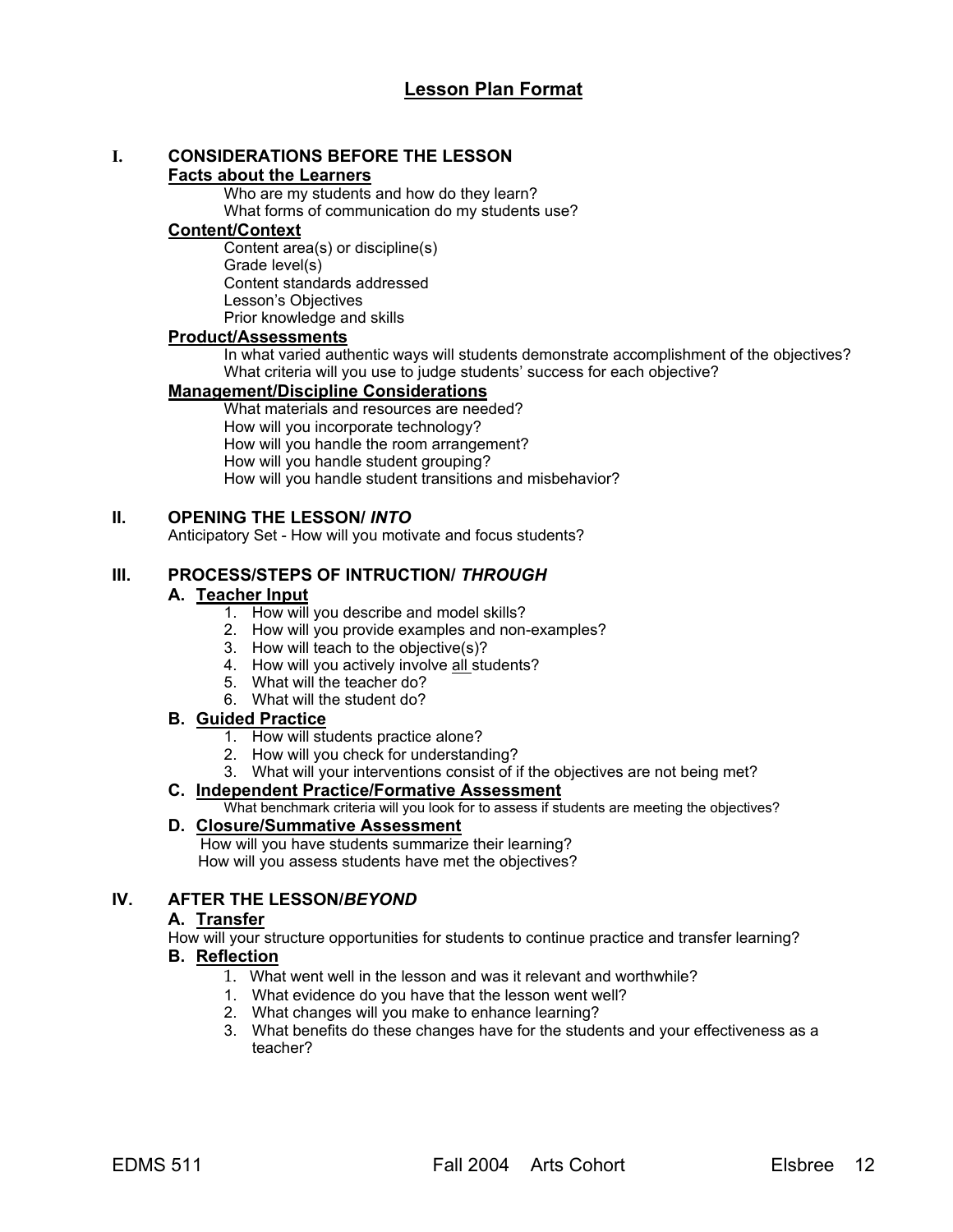# Lesson Plan Format

## I. CONSIDERATIONS BEFORE THE LESSON

**Facts about the Learners**

Who are my students and how do they learn?
What forms of communication do my students use?

**Content/Context**

Content area(s) or discipline(s)
Grade level(s)
Content standards addressed
Lesson's Objectives
Prior knowledge and skills

**Product/Assessments**

In what varied authentic ways will students demonstrate accomplishment of the objectives?
What criteria will you use to judge students' success for each objective?

**Management/Discipline Considerations**

What materials and resources are needed?
How will you incorporate technology?
How will you handle the room arrangement?
How will you handle student grouping?
How will you handle student transitions and misbehavior?

## II. OPENING THE LESSON/ *INTO*

Anticipatory Set - How will you motivate and focus students?

## III. PROCESS/STEPS OF INTRUCTION/ *THROUGH*

### A. Teacher Input

1. How will you describe and model skills?
2. How will you provide examples and non-examples?
3. How will teach to the objective(s)?
4. How will you actively involve all students?
5. What will the teacher do?
6. What will the student do?

### B. Guided Practice

1. How will students practice alone?
2. How will you check for understanding?
3. What will your interventions consist of if the objectives are not being met?

### C. Independent Practice/Formative Assessment

What benchmark criteria will you look for to assess if students are meeting the objectives?

### D. Closure/Summative Assessment

How will you have students summarize their learning?
How will you assess students have met the objectives?

## IV. AFTER THE LESSON/*BEYOND*

### A. Transfer

How will your structure opportunities for students to continue practice and transfer learning?

### B. Reflection

1. What went well in the lesson and was it relevant and worthwhile?
1. What evidence do you have that the lesson went well?
2. What changes will you make to enhance learning?
3. What benefits do these changes have for the students and your effectiveness as a teacher?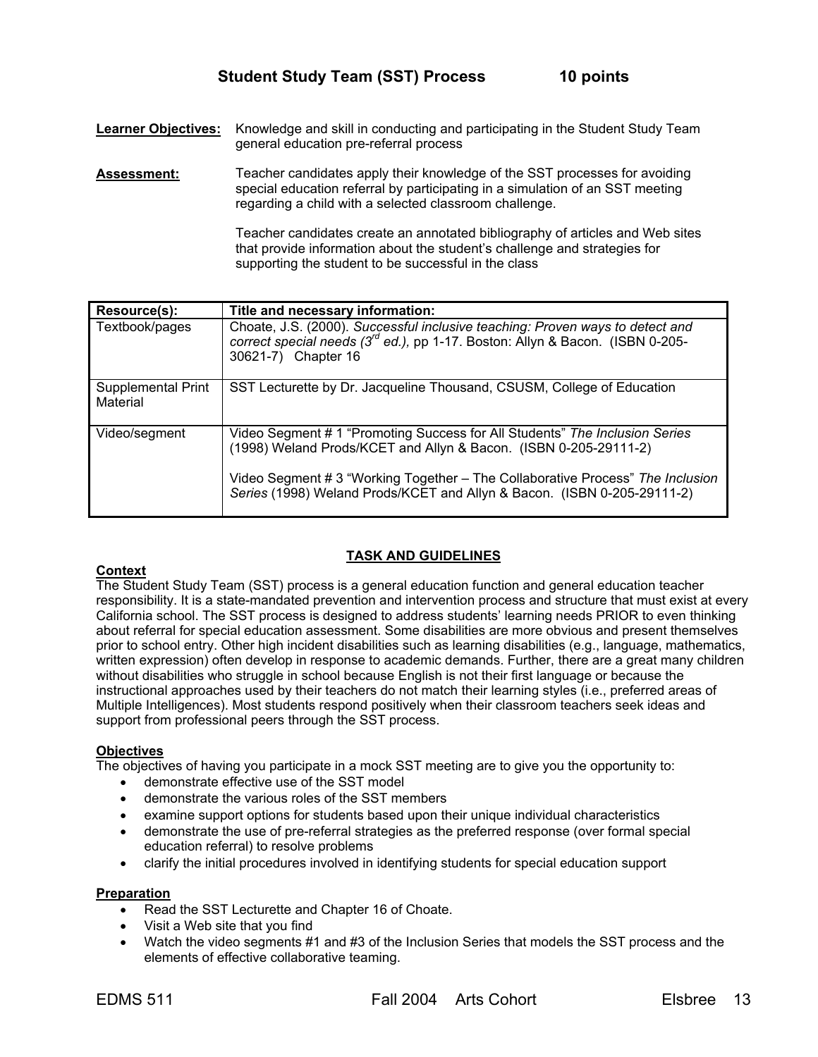## Student Study Team (SST) Process 10 points

**Learner Objectives:** Knowledge and skill in conducting and participating in the Student Study Team general education pre-referral process

**Assessment:** Teacher candidates apply their knowledge of the SST processes for avoiding special education referral by participating in a simulation of an SST meeting regarding a child with a selected classroom challenge.

Teacher candidates create an annotated bibliography of articles and Web sites that provide information about the student's challenge and strategies for supporting the student to be successful in the class

| Resource(s): | Title and necessary information: |
|---|---|
| Textbook/pages | Choate, J.S. (2000). *Successful inclusive teaching: Proven ways to detect and correct special needs (3rd ed.),* pp 1-17. Boston: Allyn & Bacon. (ISBN 0-205-30621-7) Chapter 16 |
| Supplemental Print Material | SST Lecturette by Dr. Jacqueline Thousand, CSUSM, College of Education |
| Video/segment | Video Segment # 1 "Promoting Success for All Students" *The Inclusion Series* (1998) Weland Prods/KCET and Allyn & Bacon. (ISBN 0-205-29111-2)<br><br>Video Segment # 3 "Working Together – The Collaborative Process" *The Inclusion Series* (1998) Weland Prods/KCET and Allyn & Bacon. (ISBN 0-205-29111-2) |

### TASK AND GUIDELINES

**Context**

The Student Study Team (SST) process is a general education function and general education teacher responsibility. It is a state-mandated prevention and intervention process and structure that must exist at every California school. The SST process is designed to address students' learning needs PRIOR to even thinking about referral for special education assessment. Some disabilities are more obvious and present themselves prior to school entry. Other high incident disabilities such as learning disabilities (e.g., language, mathematics, written expression) often develop in response to academic demands. Further, there are a great many children without disabilities who struggle in school because English is not their first language or because the instructional approaches used by their teachers do not match their learning styles (i.e., preferred areas of Multiple Intelligences). Most students respond positively when their classroom teachers seek ideas and support from professional peers through the SST process.

**Objectives**

The objectives of having you participate in a mock SST meeting are to give you the opportunity to:

- demonstrate effective use of the SST model
- demonstrate the various roles of the SST members
- examine support options for students based upon their unique individual characteristics
- demonstrate the use of pre-referral strategies as the preferred response (over formal special education referral) to resolve problems
- clarify the initial procedures involved in identifying students for special education support

**Preparation**

- Read the SST Lecturette and Chapter 16 of Choate.
- Visit a Web site that you find
- Watch the video segments #1 and #3 of the Inclusion Series that models the SST process and the elements of effective collaborative teaming.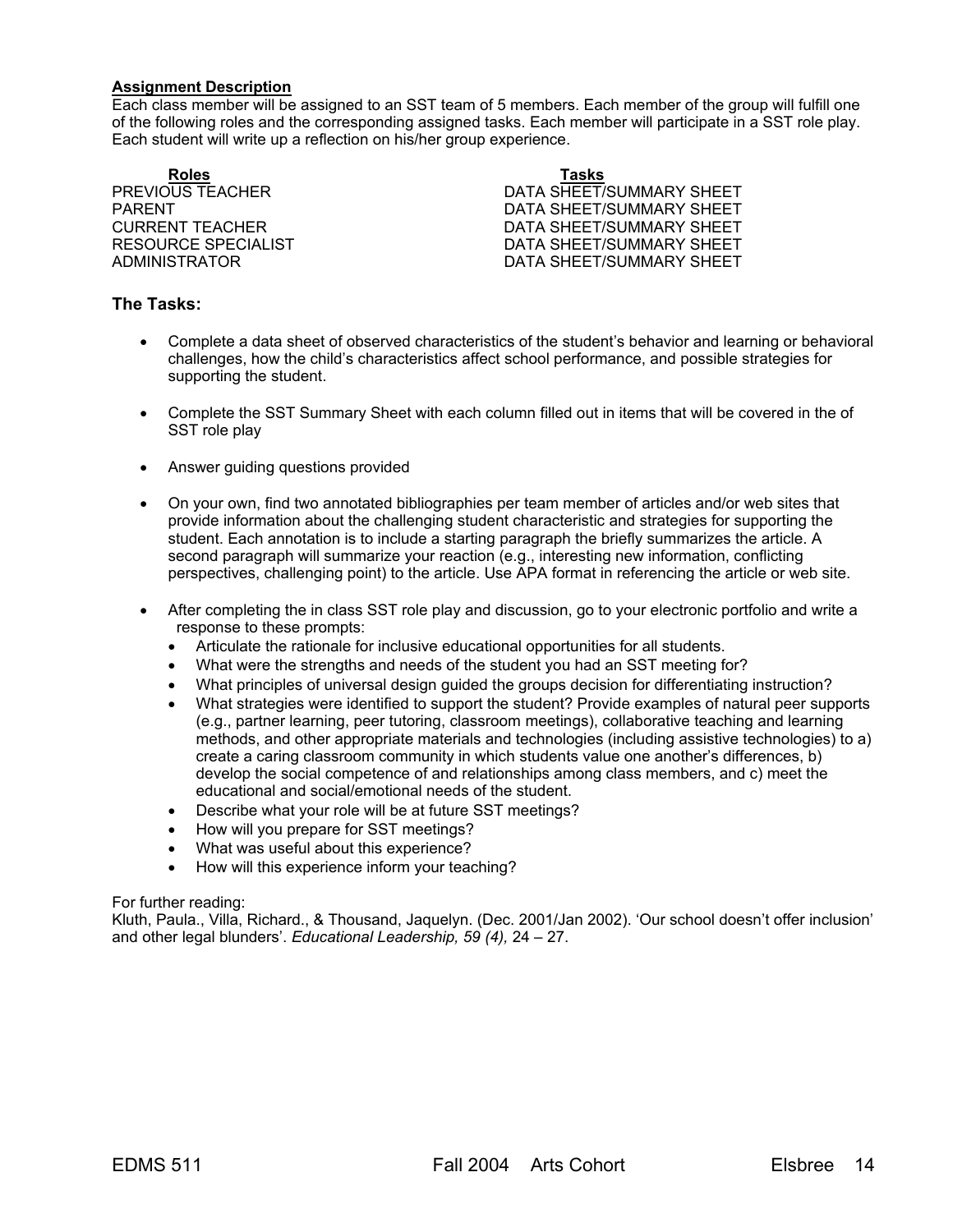**Assignment Description**

Each class member will be assigned to an SST team of 5 members. Each member of the group will fulfill one of the following roles and the corresponding assigned tasks. Each member will participate in a SST role play. Each student will write up a reflection on his/her group experience.

| Roles | Tasks |
|---|---|
| PREVIOUS TEACHER | DATA SHEET/SUMMARY SHEET |
| PARENT | DATA SHEET/SUMMARY SHEET |
| CURRENT TEACHER | DATA SHEET/SUMMARY SHEET |
| RESOURCE SPECIALIST | DATA SHEET/SUMMARY SHEET |
| ADMINISTRATOR | DATA SHEET/SUMMARY SHEET |

### The Tasks:

- Complete a data sheet of observed characteristics of the student's behavior and learning or behavioral challenges, how the child's characteristics affect school performance, and possible strategies for supporting the student.
- Complete the SST Summary Sheet with each column filled out in items that will be covered in the of SST role play
- Answer guiding questions provided
- On your own, find two annotated bibliographies per team member of articles and/or web sites that provide information about the challenging student characteristic and strategies for supporting the student. Each annotation is to include a starting paragraph the briefly summarizes the article. A second paragraph will summarize your reaction (e.g., interesting new information, conflicting perspectives, challenging point) to the article. Use APA format in referencing the article or web site.
- After completing the in class SST role play and discussion, go to your electronic portfolio and write a response to these prompts:
  - Articulate the rationale for inclusive educational opportunities for all students.
  - What were the strengths and needs of the student you had an SST meeting for?
  - What principles of universal design guided the groups decision for differentiating instruction?
  - What strategies were identified to support the student? Provide examples of natural peer supports (e.g., partner learning, peer tutoring, classroom meetings), collaborative teaching and learning methods, and other appropriate materials and technologies (including assistive technologies) to a) create a caring classroom community in which students value one another's differences, b) develop the social competence of and relationships among class members, and c) meet the educational and social/emotional needs of the student.
  - Describe what your role will be at future SST meetings?
  - How will you prepare for SST meetings?
  - What was useful about this experience?
  - How will this experience inform your teaching?

For further reading:
Kluth, Paula., Villa, Richard., & Thousand, Jaquelyn. (Dec. 2001/Jan 2002). 'Our school doesn't offer inclusion' and other legal blunders'. *Educational Leadership, 59 (4),* 24 – 27.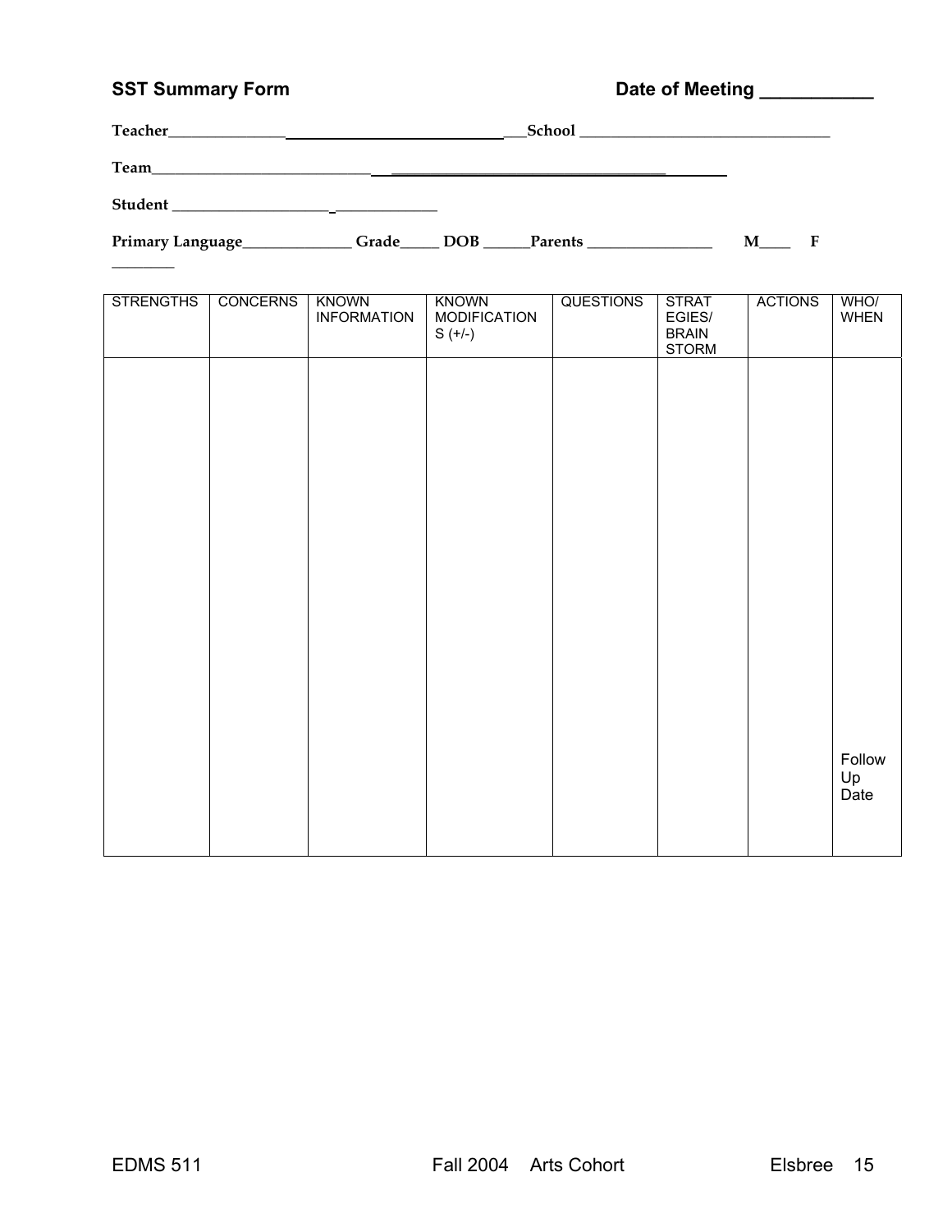**SST Summary Form** **Date of Meeting ___________**

**Teacher**_______________ ___________________________ ___**School** _________________________________

**Team**____________________________ ___________________________________ ________

**Student** _____________________ _____________

**Primary Language**______________ **Grade**_____ **DOB** ______**Parents** ________________ **M**____ **F** ________

| STRENGTHS | CONCERNS | KNOWN INFORMATION | KNOWN MODIFICATIONS (+/-) | QUESTIONS | STRATEGIES/ BRAIN STORM | ACTIONS | WHO/ WHEN |
|---|---|---|---|---|---|---|---|
| | | | | | | | Follow Up Date |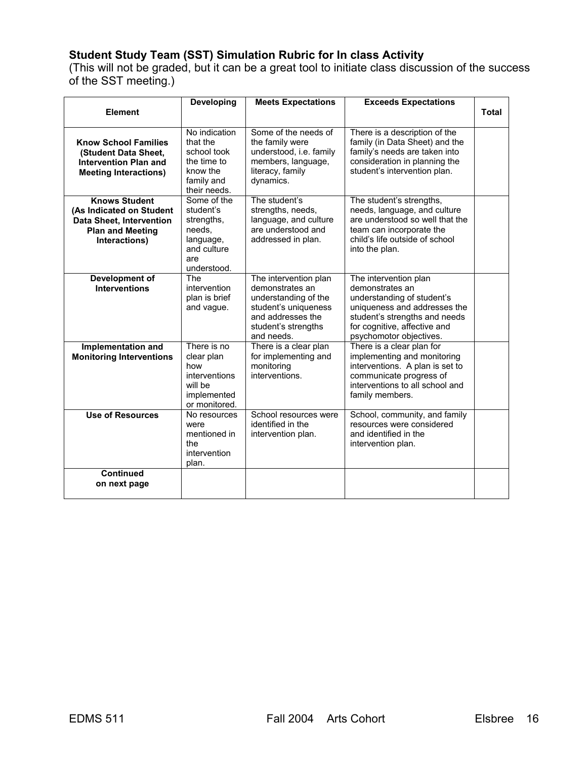### Student Study Team (SST) Simulation Rubric for In class Activity

(This will not be graded, but it can be a great tool to initiate class discussion of the success of the SST meeting.)

| Element | Developing | Meets Expectations | Exceeds Expectations | Total |
|---|---|---|---|---|
| **Know School Families (Student Data Sheet, Intervention Plan and Meeting Interactions)** | No indication that the school took the time to know the family and their needs. | Some of the needs of the family were understood, i.e. family members, language, literacy, family dynamics. | There is a description of the family (in Data Sheet) and the family's needs are taken into consideration in planning the student's intervention plan. | |
| **Knows Student (As Indicated on Student Data Sheet, Intervention Plan and Meeting Interactions)** | Some of the student's strengths, needs, language, and culture are understood. | The student's strengths, needs, language, and culture are understood and addressed in plan. | The student's strengths, needs, language, and culture are understood so well that the team can incorporate the child's life outside of school into the plan. | |
| **Development of Interventions** | The intervention plan is brief and vague. | The intervention plan demonstrates an understanding of the student's uniqueness and addresses the student's strengths and needs. | The intervention plan demonstrates an understanding of student's uniqueness and addresses the student's strengths and needs for cognitive, affective and psychomotor objectives. | |
| **Implementation and Monitoring Interventions** | There is no clear plan how interventions will be implemented or monitored. | There is a clear plan for implementing and monitoring interventions. | There is a clear plan for implementing and monitoring interventions. A plan is set to communicate progress of interventions to all school and family members. | |
| **Use of Resources** | No resources were mentioned in the intervention plan. | School resources were identified in the intervention plan. | School, community, and family resources were considered and identified in the intervention plan. | |
| **Continued on next page** | | | | |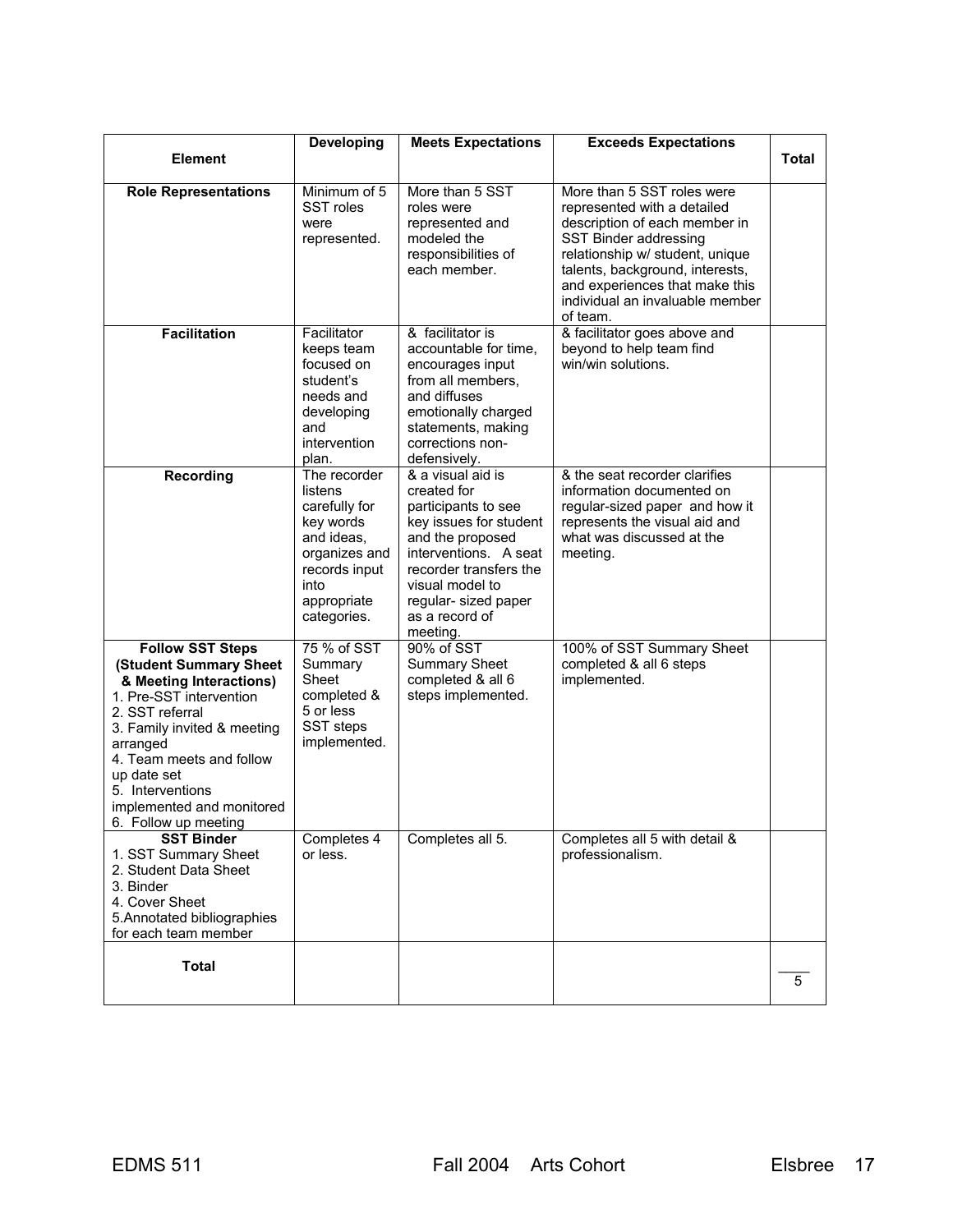| Element | Developing | Meets Expectations | Exceeds Expectations | Total |
|---|---|---|---|---|
| **Role Representations** | Minimum of 5 SST roles were represented. | More than 5 SST roles were represented and modeled the responsibilities of each member. | More than 5 SST roles were represented with a detailed description of each member in SST Binder addressing relationship w/ student, unique talents, background, interests, and experiences that make this individual an invaluable member of team. | |
| **Facilitation** | Facilitator keeps team focused on student's needs and developing and intervention plan. | & facilitator is accountable for time, encourages input from all members, and diffuses emotionally charged statements, making corrections non-defensively. | & facilitator goes above and beyond to help team find win/win solutions. | |
| **Recording** | The recorder listens carefully for key words and ideas, organizes and records input into appropriate categories. | & a visual aid is created for participants to see key issues for student and the proposed interventions. A seat recorder transfers the visual model to regular- sized paper as a record of meeting. | & the seat recorder clarifies information documented on regular-sized paper and how it represents the visual aid and what was discussed at the meeting. | |
| **Follow SST Steps (Student Summary Sheet & Meeting Interactions)** 1. Pre-SST intervention 2. SST referral 3. Family invited & meeting arranged 4. Team meets and follow up date set 5. Interventions implemented and monitored 6. Follow up meeting | 75 % of SST Summary Sheet completed & 5 or less SST steps implemented. | 90% of SST Summary Sheet completed & all 6 steps implemented. | 100% of SST Summary Sheet completed & all 6 steps implemented. | |
| **SST Binder** 1. SST Summary Sheet 2. Student Data Sheet 3. Binder 4. Cover Sheet 5. Annotated bibliographies for each team member | Completes 4 or less. | Completes all 5. | Completes all 5 with detail & professionalism. | |
| **Total** | | | | ____ 5 |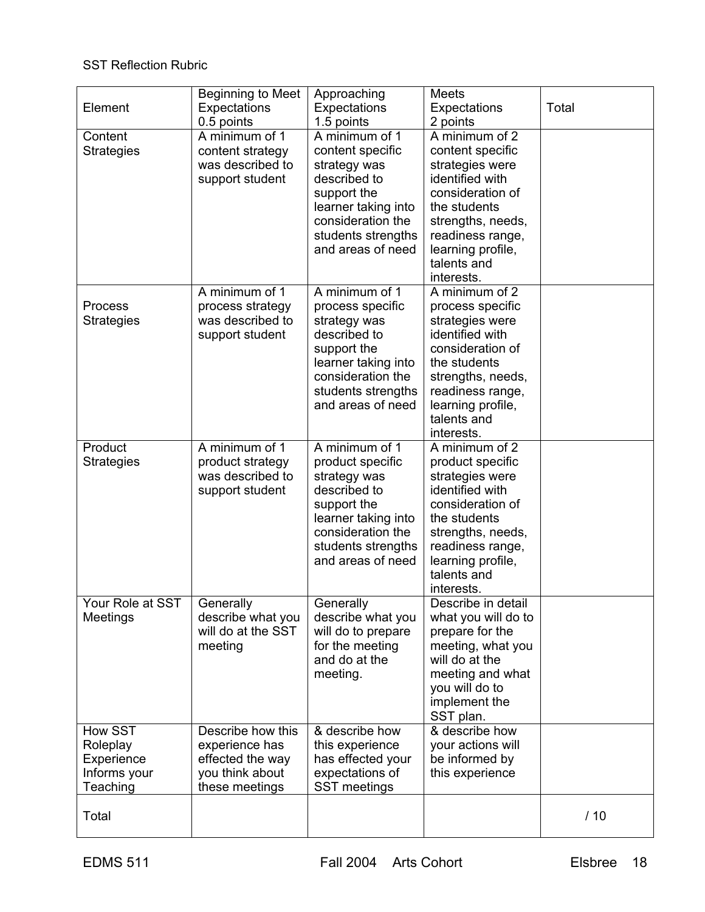SST Reflection Rubric

| Element | Beginning to Meet Expectations 0.5 points | Approaching Expectations 1.5 points | Meets Expectations 2 points | Total |
|---|---|---|---|---|
| Content Strategies | A minimum of 1 content strategy was described to support student | A minimum of 1 content specific strategy was described to support the learner taking into consideration the students strengths and areas of need | A minimum of 2 content specific strategies were identified with consideration of the students strengths, needs, readiness range, learning profile, talents and interests. | |
| Process Strategies | A minimum of 1 process strategy was described to support student | A minimum of 1 process specific strategy was described to support the learner taking into consideration the students strengths and areas of need | A minimum of 2 process specific strategies were identified with consideration of the students strengths, needs, readiness range, learning profile, talents and interests. | |
| Product Strategies | A minimum of 1 product strategy was described to support student | A minimum of 1 product specific strategy was described to support the learner taking into consideration the students strengths and areas of need | A minimum of 2 product specific strategies were identified with consideration of the students strengths, needs, readiness range, learning profile, talents and interests. | |
| Your Role at SST Meetings | Generally describe what you will do at the SST meeting | Generally describe what you will do to prepare for the meeting and do at the meeting. | Describe in detail what you will do to prepare for the meeting, what you will do at the meeting and what you will do to implement the SST plan. | |
| How SST Roleplay Experience Informs your Teaching | Describe how this experience has effected the way you think about these meetings | & describe how this experience has effected your expectations of SST meetings | & describe how your actions will be informed by this experience | |
| Total | | | | / 10 |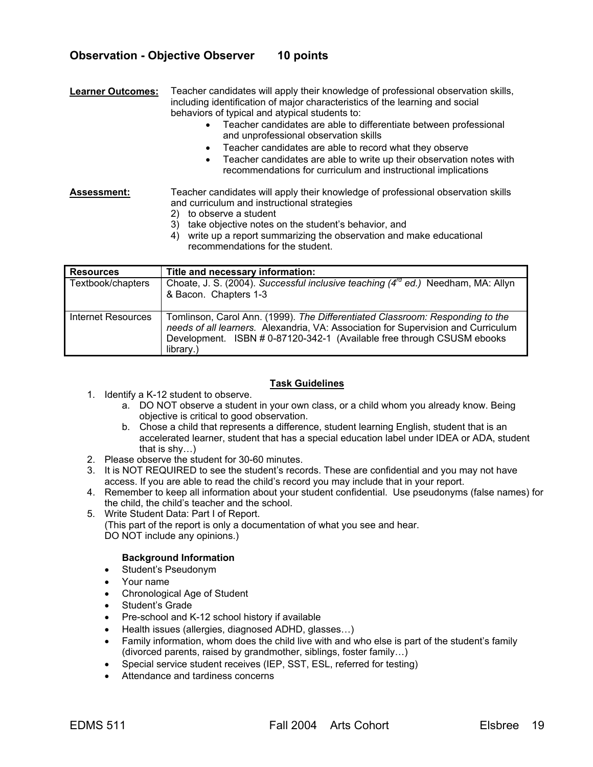## Observation - Objective Observer 10 points

**Learner Outcomes:** Teacher candidates will apply their knowledge of professional observation skills, including identification of major characteristics of the learning and social behaviors of typical and atypical students to:

- Teacher candidates are able to differentiate between professional and unprofessional observation skills
- Teacher candidates are able to record what they observe
- Teacher candidates are able to write up their observation notes with recommendations for curriculum and instructional implications

**Assessment:** Teacher candidates will apply their knowledge of professional observation skills and curriculum and instructional strategies

2) to observe a student
3) take objective notes on the student's behavior, and
4) write up a report summarizing the observation and make educational recommendations for the student.

| Resources | Title and necessary information: |
|---|---|
| Textbook/chapters | Choate, J. S. (2004). *Successful inclusive teaching (4rd ed.)* Needham, MA: Allyn & Bacon. Chapters 1-3 |
| Internet Resources | Tomlinson, Carol Ann. (1999). *The Differentiated Classroom: Responding to the needs of all learners.* Alexandria, VA: Association for Supervision and Curriculum Development. ISBN # 0-87120-342-1 (Available free through CSUSM ebooks library.) |

**Task Guidelines**

1. Identify a K-12 student to observe.
   a. DO NOT observe a student in your own class, or a child whom you already know. Being objective is critical to good observation.
   b. Chose a child that represents a difference, student learning English, student that is an accelerated learner, student that has a special education label under IDEA or ADA, student that is shy…)
2. Please observe the student for 30-60 minutes.
3. It is NOT REQUIRED to see the student's records. These are confidential and you may not have access. If you are able to read the child's record you may include that in your report.
4. Remember to keep all information about your student confidential. Use pseudonyms (false names) for the child, the child's teacher and the school.
5. Write Student Data: Part I of Report.
   (This part of the report is only a documentation of what you see and hear.
   DO NOT include any opinions.)

   **Background Information**

   - Student's Pseudonym
   - Your name
   - Chronological Age of Student
   - Student's Grade
   - Pre-school and K-12 school history if available
   - Health issues (allergies, diagnosed ADHD, glasses…)
   - Family information, whom does the child live with and who else is part of the student's family (divorced parents, raised by grandmother, siblings, foster family…)
   - Special service student receives (IEP, SST, ESL, referred for testing)
   - Attendance and tardiness concerns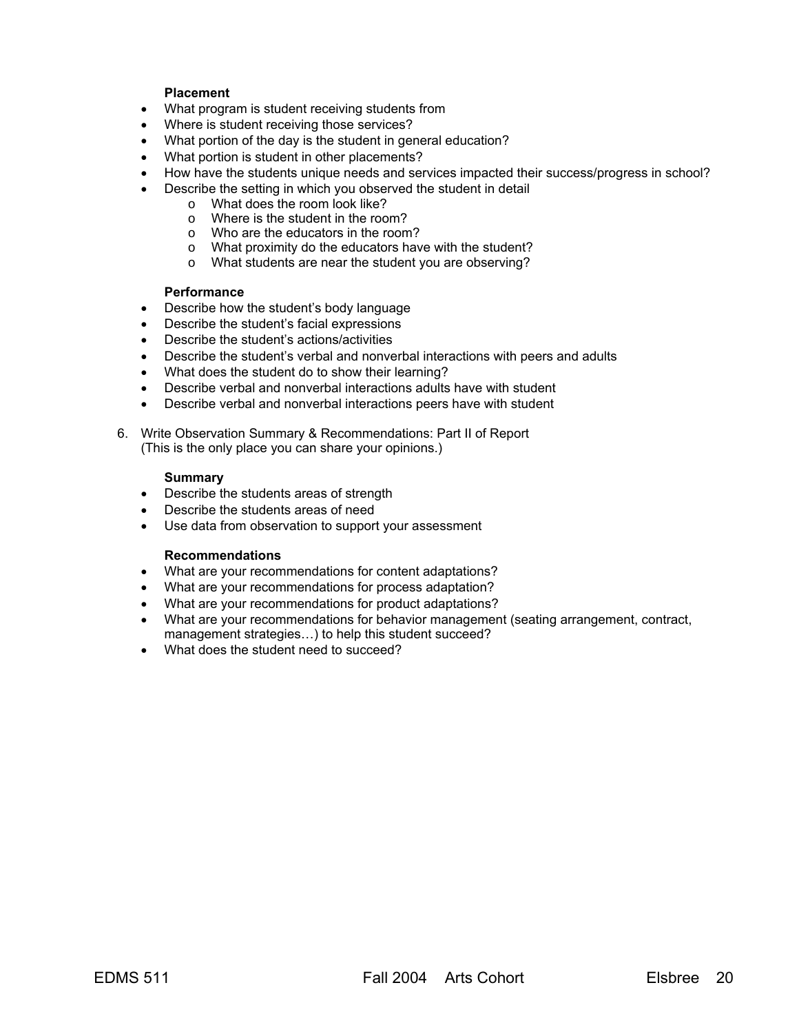**Placement**

- What program is student receiving students from
- Where is student receiving those services?
- What portion of the day is the student in general education?
- What portion is student in other placements?
- How have the students unique needs and services impacted their success/progress in school?
- Describe the setting in which you observed the student in detail
    - What does the room look like?
    - Where is the student in the room?
    - Who are the educators in the room?
    - What proximity do the educators have with the student?
    - What students are near the student you are observing?

**Performance**

- Describe how the student's body language
- Describe the student's facial expressions
- Describe the student's actions/activities
- Describe the student's verbal and nonverbal interactions with peers and adults
- What does the student do to show their learning?
- Describe verbal and nonverbal interactions adults have with student
- Describe verbal and nonverbal interactions peers have with student

6. Write Observation Summary & Recommendations: Part II of Report
   (This is the only place you can share your opinions.)

**Summary**

- Describe the students areas of strength
- Describe the students areas of need
- Use data from observation to support your assessment

**Recommendations**

- What are your recommendations for content adaptations?
- What are your recommendations for process adaptation?
- What are your recommendations for product adaptations?
- What are your recommendations for behavior management (seating arrangement, contract, management strategies…) to help this student succeed?
- What does the student need to succeed?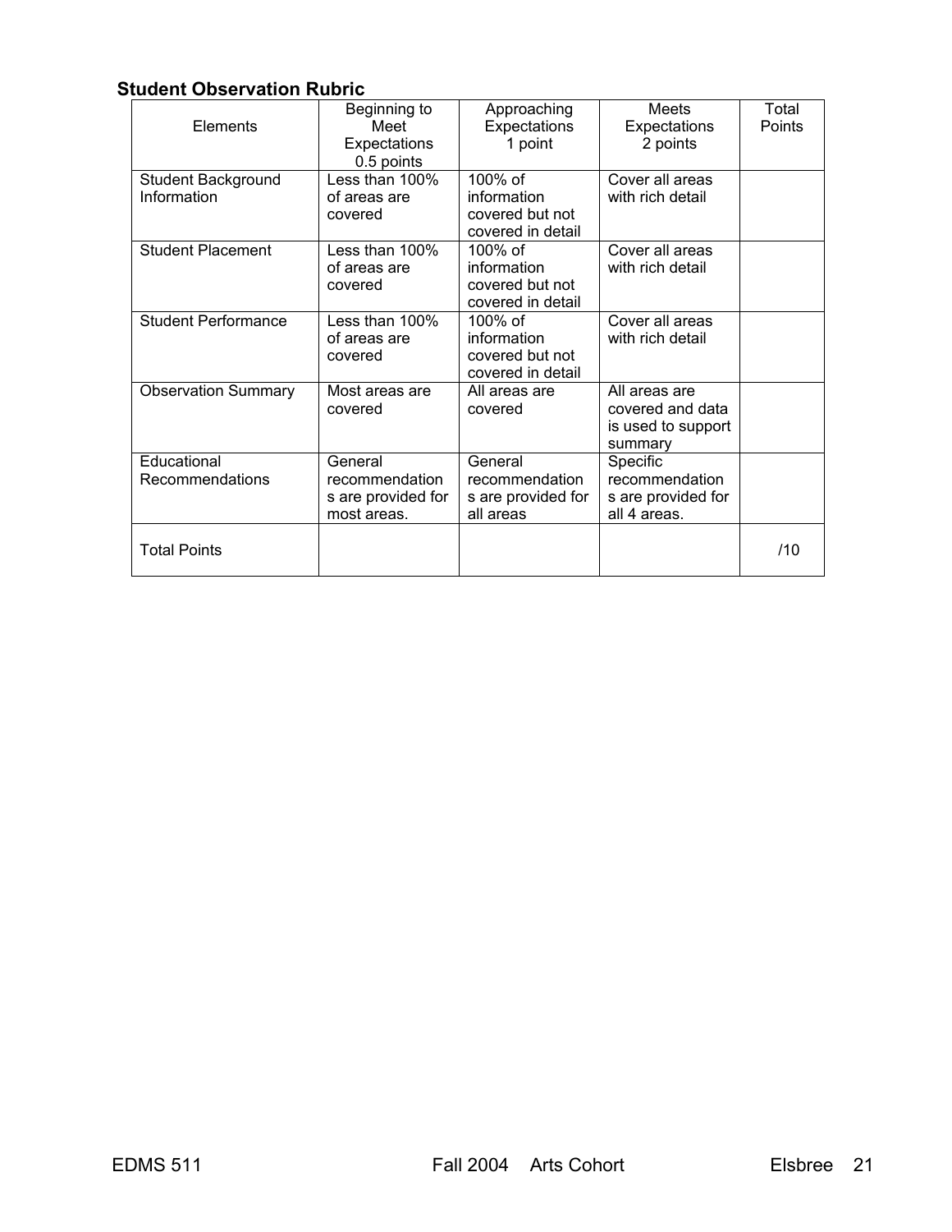## Student Observation Rubric

| Elements | Beginning to Meet Expectations 0.5 points | Approaching Expectations 1 point | Meets Expectations 2 points | Total Points |
|---|---|---|---|---|
| Student Background Information | Less than 100% of areas are covered | 100% of information covered but not covered in detail | Cover all areas with rich detail | |
| Student Placement | Less than 100% of areas are covered | 100% of information covered but not covered in detail | Cover all areas with rich detail | |
| Student Performance | Less than 100% of areas are covered | 100% of information covered but not covered in detail | Cover all areas with rich detail | |
| Observation Summary | Most areas are covered | All areas are covered | All areas are covered and data is used to support summary | |
| Educational Recommendations | General recommendations are provided for most areas. | General recommendations are provided for all areas | Specific recommendations are provided for all 4 areas. | |
| Total Points | | | | /10 |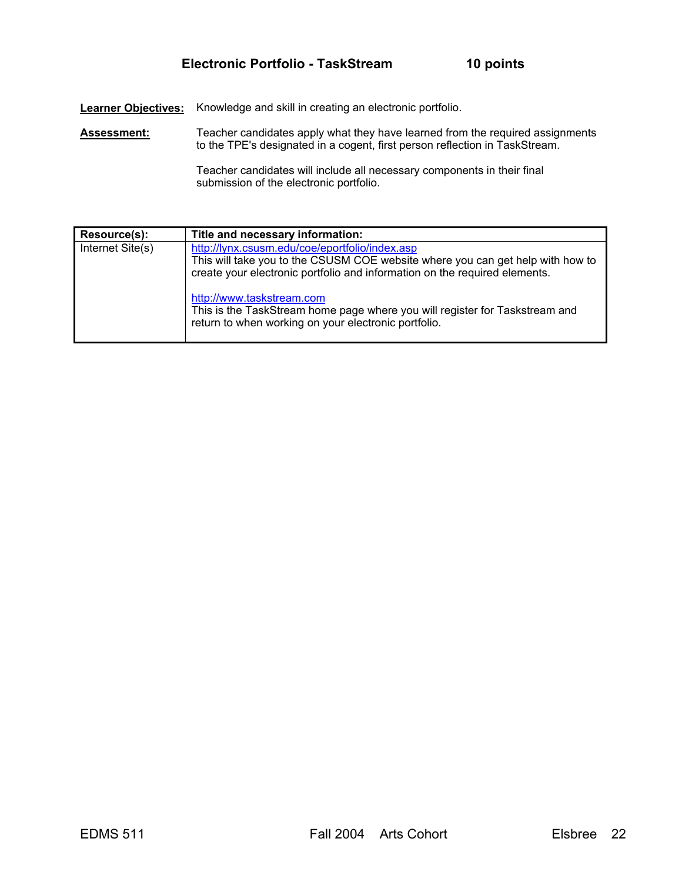## Electronic Portfolio - TaskStream 10 points

**Learner Objectives:** Knowledge and skill in creating an electronic portfolio.

**Assessment:** Teacher candidates apply what they have learned from the required assignments to the TPE's designated in a cogent, first person reflection in TaskStream.

Teacher candidates will include all necessary components in their final submission of the electronic portfolio.

| Resource(s): | Title and necessary information: |
|---|---|
| Internet Site(s) | http://lynx.csusm.edu/coe/eportfolio/index.asp<br>This will take you to the CSUSM COE website where you can get help with how to create your electronic portfolio and information on the required elements.<br><br>http://www.taskstream.com<br>This is the TaskStream home page where you will register for Taskstream and return to when working on your electronic portfolio. |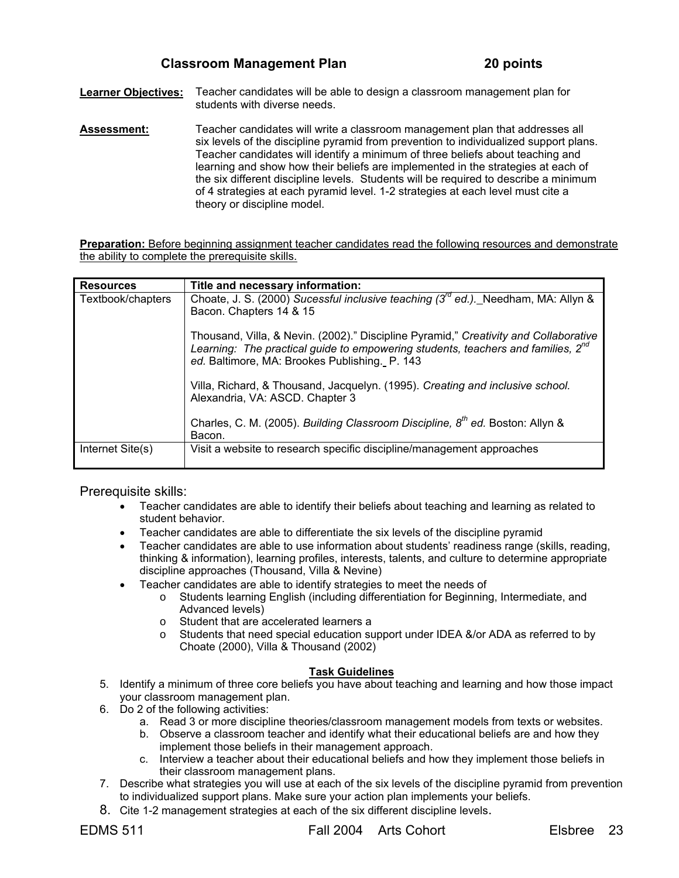## Classroom Management Plan 20 points

**Learner Objectives:** Teacher candidates will be able to design a classroom management plan for students with diverse needs.

**Assessment:** Teacher candidates will write a classroom management plan that addresses all six levels of the discipline pyramid from prevention to individualized support plans. Teacher candidates will identify a minimum of three beliefs about teaching and learning and show how their beliefs are implemented in the strategies at each of the six different discipline levels. Students will be required to describe a minimum of 4 strategies at each pyramid level. 1-2 strategies at each level must cite a theory or discipline model.

**Preparation:** Before beginning assignment teacher candidates read the following resources and demonstrate the ability to complete the prerequisite skills.

| Resources | Title and necessary information: |
|---|---|
| Textbook/chapters | Choate, J. S. (2000) *Sucessful inclusive teaching (3rd ed.).* Needham, MA: Allyn & Bacon. Chapters 14 & 15<br><br>Thousand, Villa, & Nevin. (2002)." Discipline Pyramid," *Creativity and Collaborative Learning: The practical guide to empowering students, teachers and families, 2nd ed.* Baltimore, MA: Brookes Publishing. P. 143<br><br>Villa, Richard, & Thousand, Jacquelyn. (1995). *Creating and inclusive school.* Alexandria, VA: ASCD. Chapter 3<br><br>Charles, C. M. (2005). *Building Classroom Discipline, 8th ed.* Boston: Allyn & Bacon. |
| Internet Site(s) | Visit a website to research specific discipline/management approaches |

Prerequisite skills:

- Teacher candidates are able to identify their beliefs about teaching and learning as related to student behavior.
- Teacher candidates are able to differentiate the six levels of the discipline pyramid
- Teacher candidates are able to use information about students' readiness range (skills, reading, thinking & information), learning profiles, interests, talents, and culture to determine appropriate discipline approaches (Thousand, Villa & Nevine)
- Teacher candidates are able to identify strategies to meet the needs of
  - Students learning English (including differentiation for Beginning, Intermediate, and Advanced levels)
  - Student that are accelerated learners a
  - Students that need special education support under IDEA &/or ADA as referred to by Choate (2000), Villa & Thousand (2002)

**Task Guidelines**

5. Identify a minimum of three core beliefs you have about teaching and learning and how those impact your classroom management plan.
6. Do 2 of the following activities:
   a. Read 3 or more discipline theories/classroom management models from texts or websites.
   b. Observe a classroom teacher and identify what their educational beliefs are and how they implement those beliefs in their management approach.
   c. Interview a teacher about their educational beliefs and how they implement those beliefs in their classroom management plans.
7. Describe what strategies you will use at each of the six levels of the discipline pyramid from prevention to individualized support plans. Make sure your action plan implements your beliefs.
8. Cite 1-2 management strategies at each of the six different discipline levels.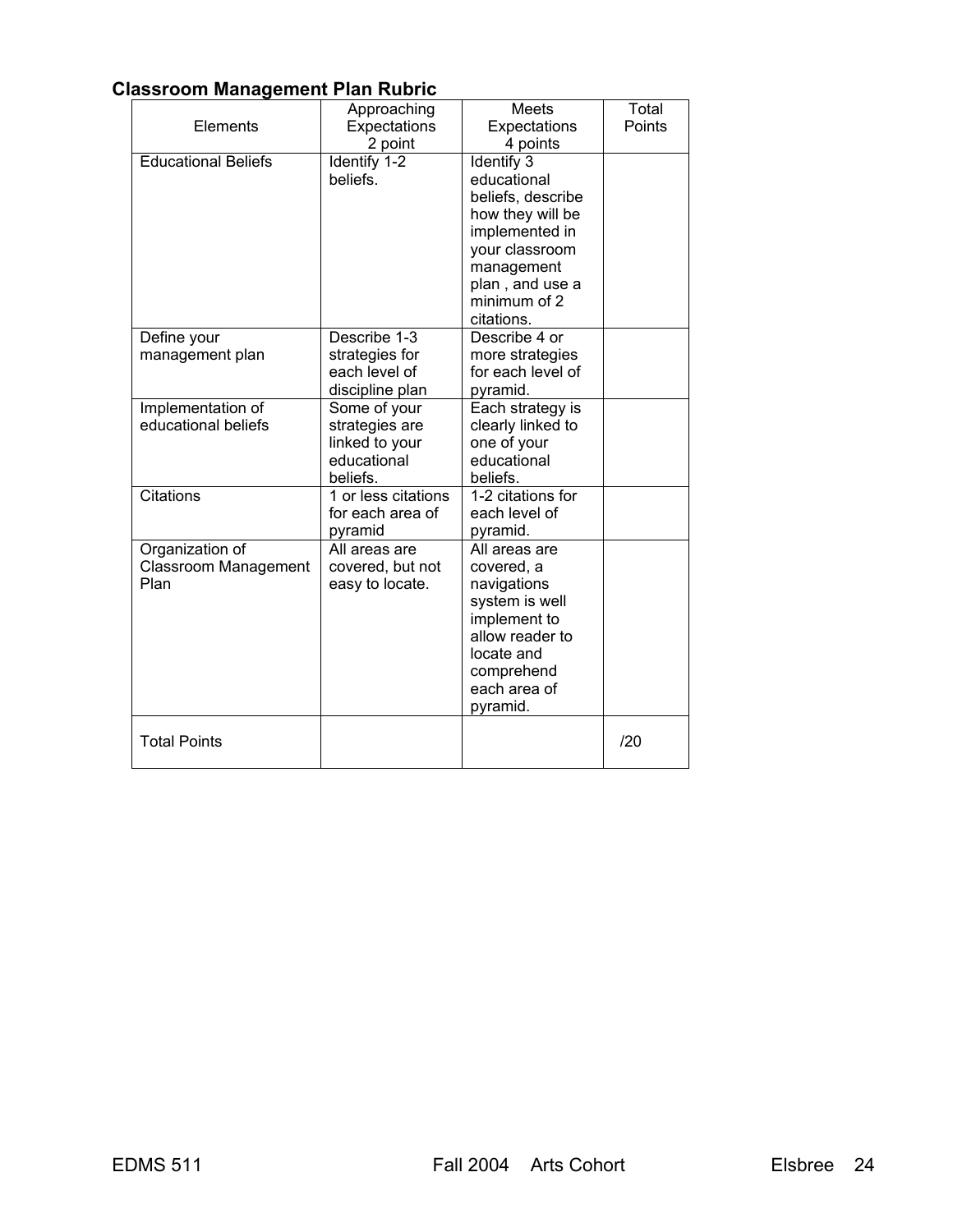### Classroom Management Plan Rubric

| Elements | Approaching Expectations 2 point | Meets Expectations 4 points | Total Points |
|---|---|---|---|
| Educational Beliefs | Identify 1-2 beliefs. | Identify 3 educational beliefs, describe how they will be implemented in your classroom management plan , and use a minimum of 2 citations. | |
| Define your management plan | Describe 1-3 strategies for each level of discipline plan | Describe 4 or more strategies for each level of pyramid. | |
| Implementation of educational beliefs | Some of your strategies are linked to your educational beliefs. | Each strategy is clearly linked to one of your educational beliefs. | |
| Citations | 1 or less citations for each area of pyramid | 1-2 citations for each level of pyramid. | |
| Organization of Classroom Management Plan | All areas are covered, but not easy to locate. | All areas are covered, a navigations system is well implement to allow reader to locate and comprehend each area of pyramid. | |
| Total Points | | | /20 |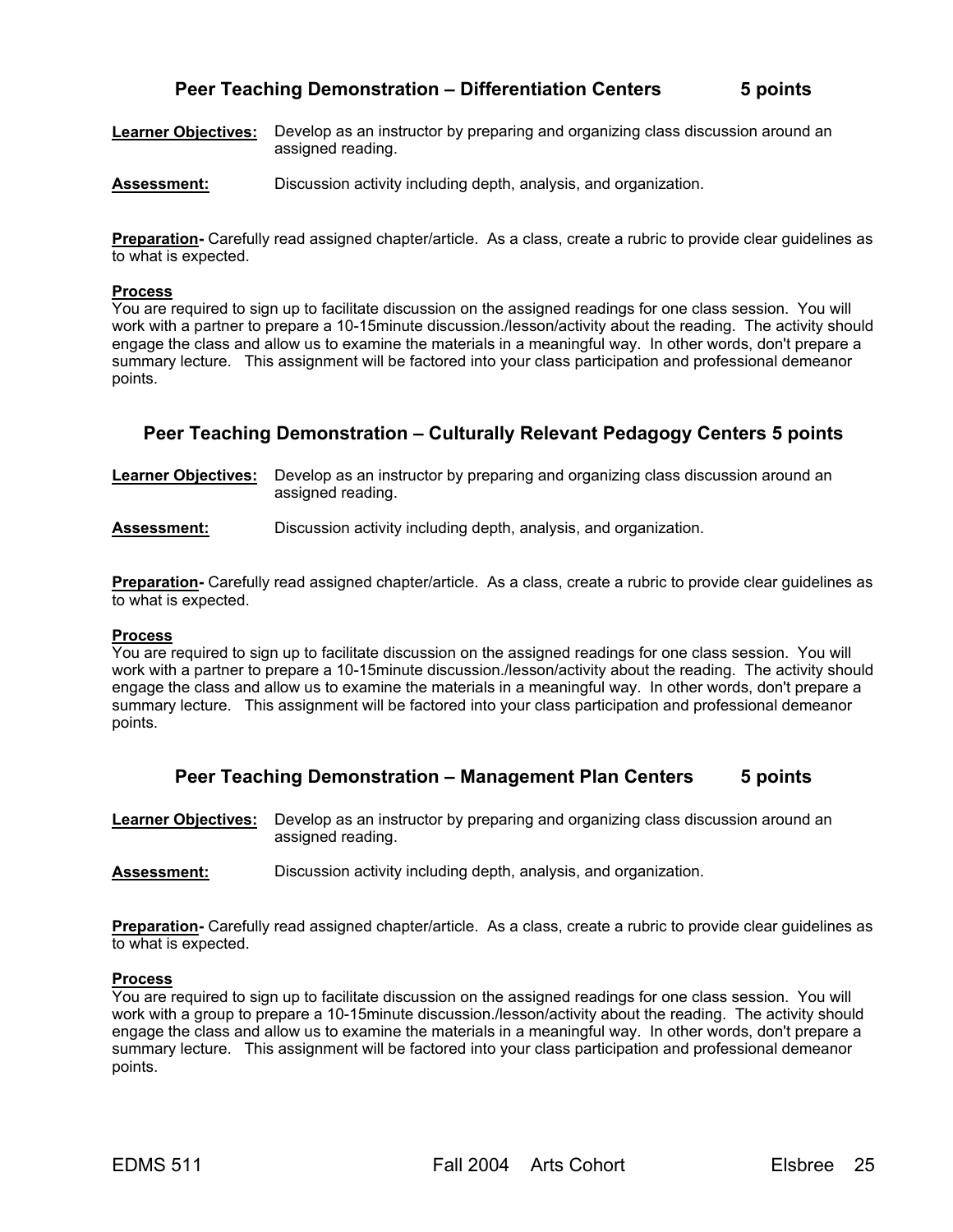## Peer Teaching Demonstration – Differentiation Centers 5 points

**Learner Objectives:** Develop as an instructor by preparing and organizing class discussion around an assigned reading.

**Assessment:** Discussion activity including depth, analysis, and organization.

**Preparation-** Carefully read assigned chapter/article. As a class, create a rubric to provide clear guidelines as to what is expected.

**Process**
You are required to sign up to facilitate discussion on the assigned readings for one class session. You will work with a partner to prepare a 10-15minute discussion./lesson/activity about the reading. The activity should engage the class and allow us to examine the materials in a meaningful way. In other words, don't prepare a summary lecture. This assignment will be factored into your class participation and professional demeanor points.

## Peer Teaching Demonstration – Culturally Relevant Pedagogy Centers 5 points

**Learner Objectives:** Develop as an instructor by preparing and organizing class discussion around an assigned reading.

**Assessment:** Discussion activity including depth, analysis, and organization.

**Preparation-** Carefully read assigned chapter/article. As a class, create a rubric to provide clear guidelines as to what is expected.

**Process**
You are required to sign up to facilitate discussion on the assigned readings for one class session. You will work with a partner to prepare a 10-15minute discussion./lesson/activity about the reading. The activity should engage the class and allow us to examine the materials in a meaningful way. In other words, don't prepare a summary lecture. This assignment will be factored into your class participation and professional demeanor points.

## Peer Teaching Demonstration – Management Plan Centers 5 points

**Learner Objectives:** Develop as an instructor by preparing and organizing class discussion around an assigned reading.

**Assessment:** Discussion activity including depth, analysis, and organization.

**Preparation-** Carefully read assigned chapter/article. As a class, create a rubric to provide clear guidelines as to what is expected.

**Process**
You are required to sign up to facilitate discussion on the assigned readings for one class session. You will work with a group to prepare a 10-15minute discussion./lesson/activity about the reading. The activity should engage the class and allow us to examine the materials in a meaningful way. In other words, don't prepare a summary lecture. This assignment will be factored into your class participation and professional demeanor points.